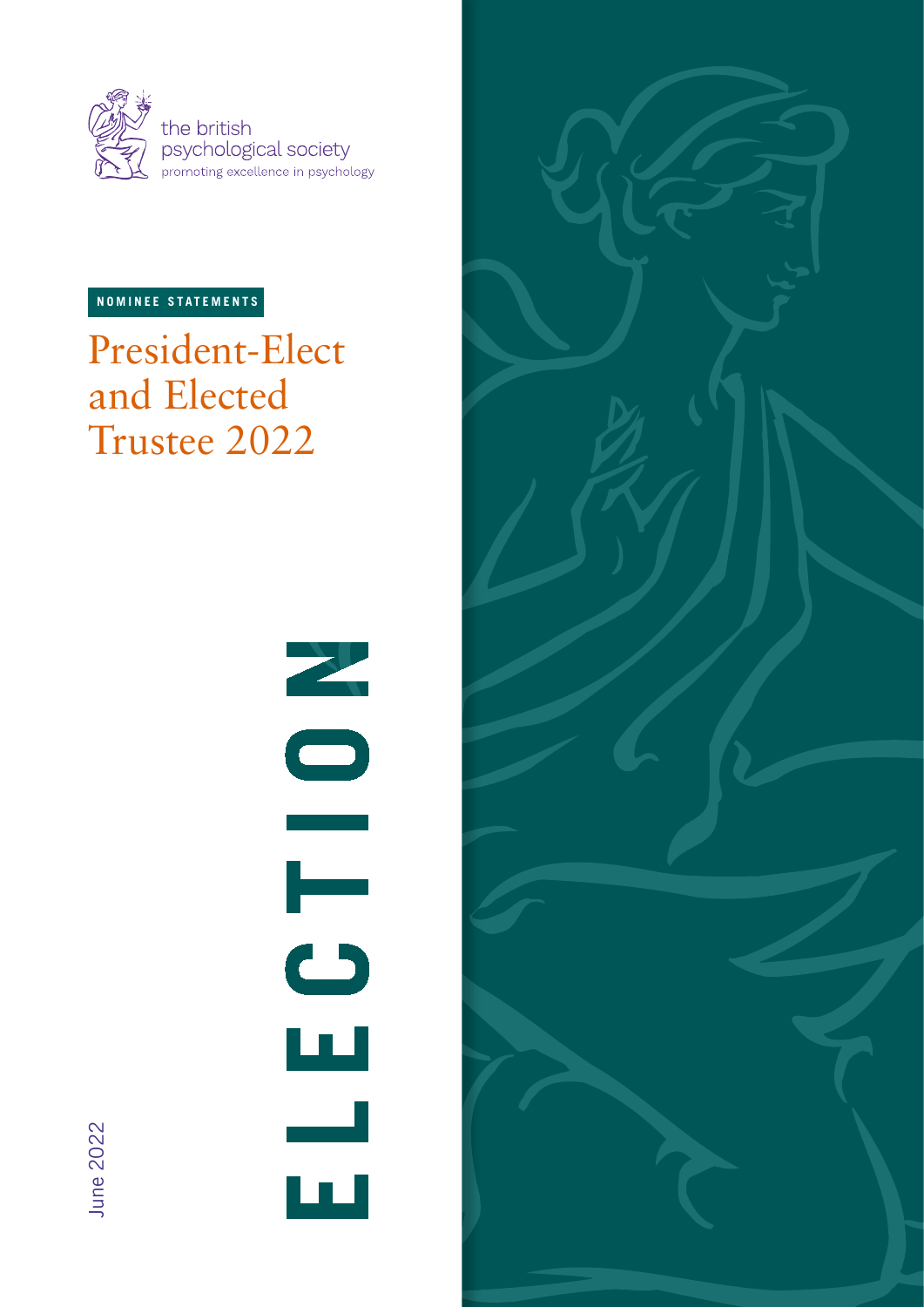the british psychological society

promoting excellence in psychology

NOMINEE STATEMENTS

# President-Elect and Elected Trustee 2022

ELECTION

June 2022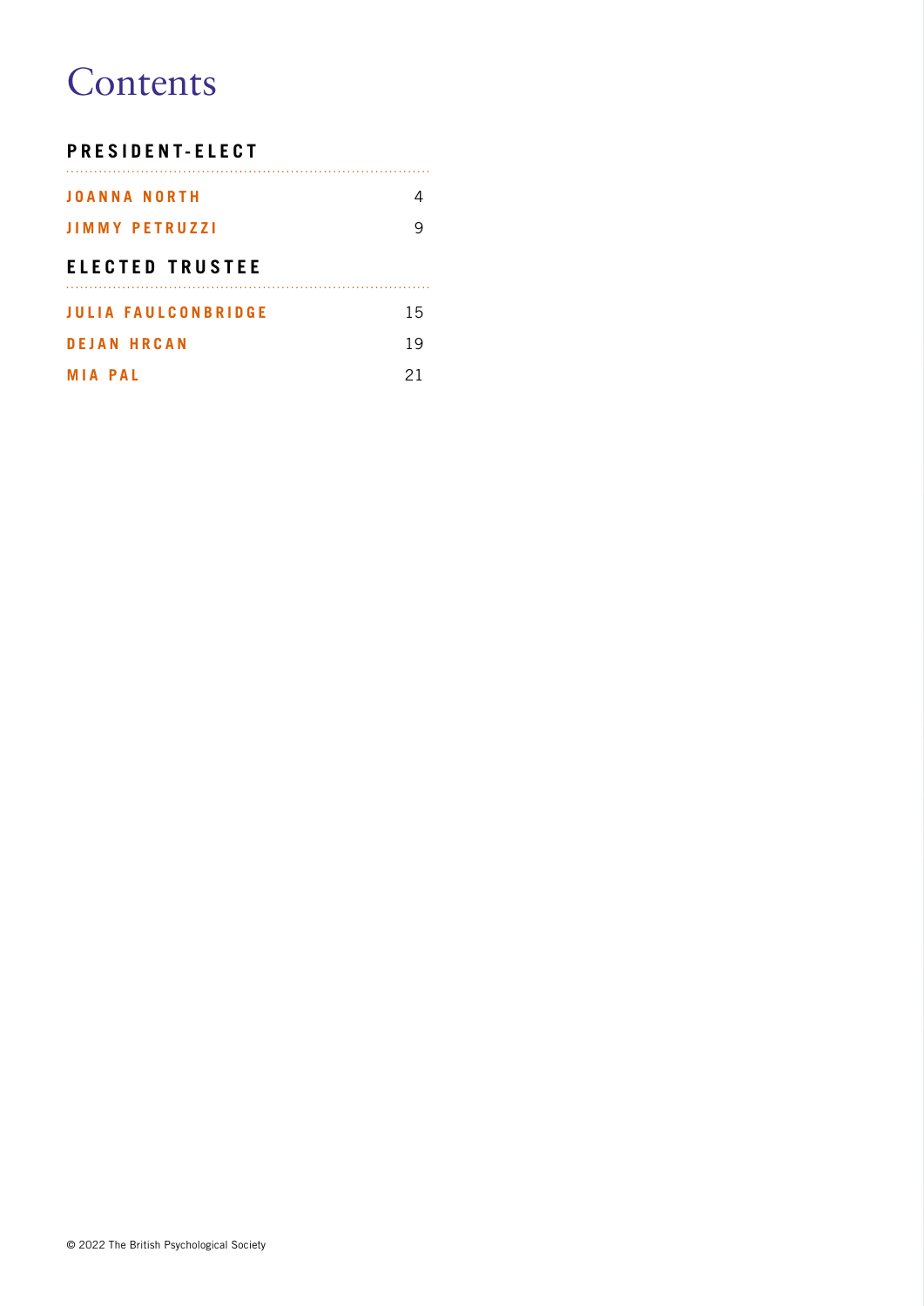# Contents

## PRESIDENT-ELECT

| | |
|---|---|
| JOANNA NORTH | 4 |
| JIMMY PETRUZZI | 9 |

## ELECTED TRUSTEE

| | |
|---|---|
| JULIA FAULCONBRIDGE | 15 |
| DEJAN HRCAN | 19 |
| MIA PAL | 21 |

© 2022 The British Psychological Society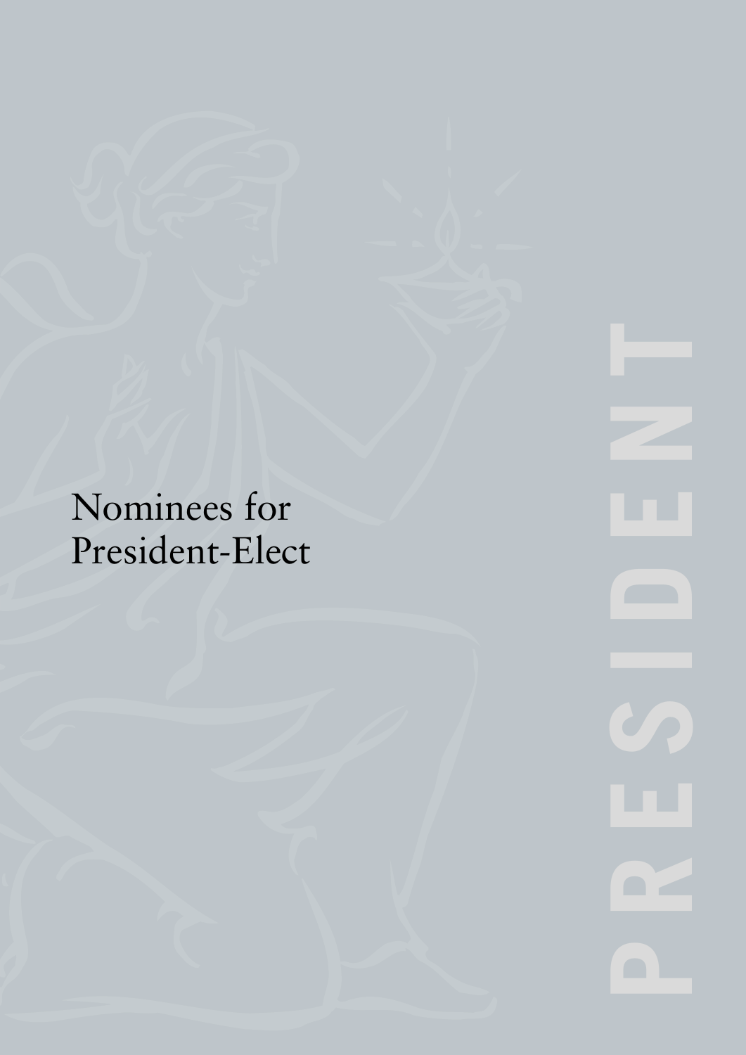# Nominees for President-Elect

PRESIDENT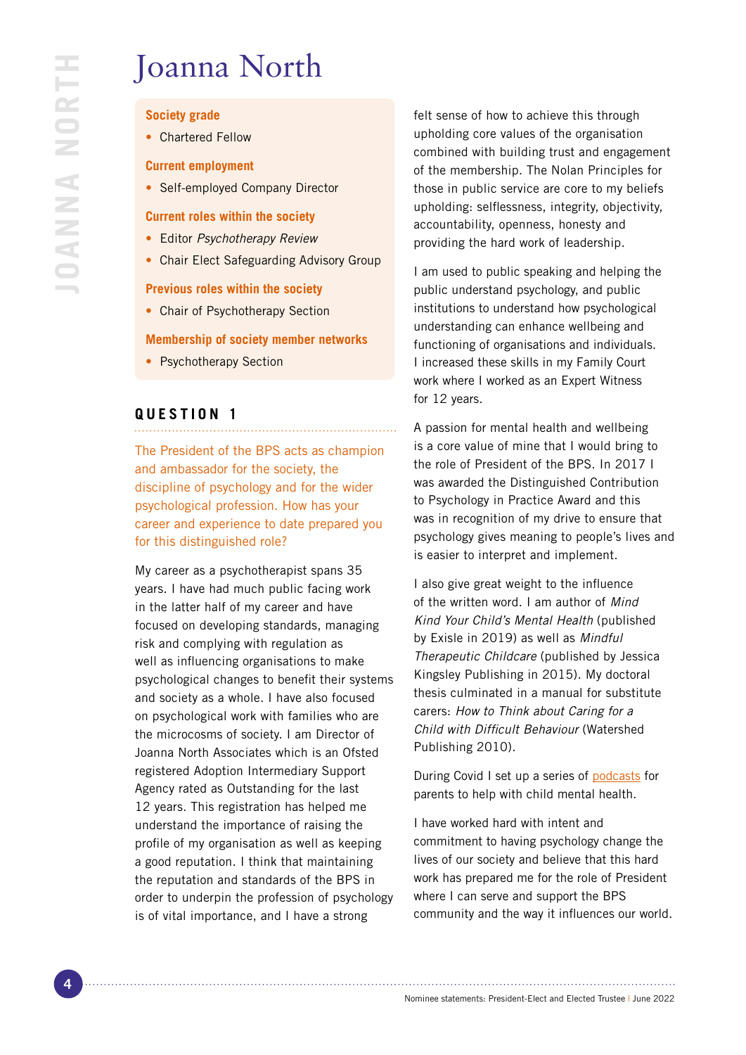# Joanna North

**Society grade**

- Chartered Fellow

**Current employment**

- Self-employed Company Director

**Current roles within the society**

- Editor *Psychotherapy Review*
- Chair Elect Safeguarding Advisory Group

**Previous roles within the society**

- Chair of Psychotherapy Section

**Membership of society member networks**

- Psychotherapy Section

## QUESTION 1

The President of the BPS acts as champion and ambassador for the society, the discipline of psychology and for the wider psychological profession. How has your career and experience to date prepared you for this distinguished role?

My career as a psychotherapist spans 35 years. I have had much public facing work in the latter half of my career and have focused on developing standards, managing risk and complying with regulation as well as influencing organisations to make psychological changes to benefit their systems and society as a whole. I have also focused on psychological work with families who are the microcosms of society. I am Director of Joanna North Associates which is an Ofsted registered Adoption Intermediary Support Agency rated as Outstanding for the last 12 years. This registration has helped me understand the importance of raising the profile of my organisation as well as keeping a good reputation. I think that maintaining the reputation and standards of the BPS in order to underpin the profession of psychology is of vital importance, and I have a strong felt sense of how to achieve this through upholding core values of the organisation combined with building trust and engagement of the membership. The Nolan Principles for those in public service are core to my beliefs upholding: selflessness, integrity, objectivity, accountability, openness, honesty and providing the hard work of leadership.

I am used to public speaking and helping the public understand psychology, and public institutions to understand how psychological understanding can enhance wellbeing and functioning of organisations and individuals. I increased these skills in my Family Court work where I worked as an Expert Witness for 12 years.

A passion for mental health and wellbeing is a core value of mine that I would bring to the role of President of the BPS. In 2017 I was awarded the Distinguished Contribution to Psychology in Practice Award and this was in recognition of my drive to ensure that psychology gives meaning to people's lives and is easier to interpret and implement.

I also give great weight to the influence of the written word. I am author of *Mind Kind Your Child's Mental Health* (published by Exisle in 2019) as well as *Mindful Therapeutic Childcare* (published by Jessica Kingsley Publishing in 2015). My doctoral thesis culminated in a manual for substitute carers: *How to Think about Caring for a Child with Difficult Behaviour* (Watershed Publishing 2010).

During Covid I set up a series of podcasts for parents to help with child mental health.

I have worked hard with intent and commitment to having psychology change the lives of our society and believe that this hard work has prepared me for the role of President where I can serve and support the BPS community and the way it influences our world.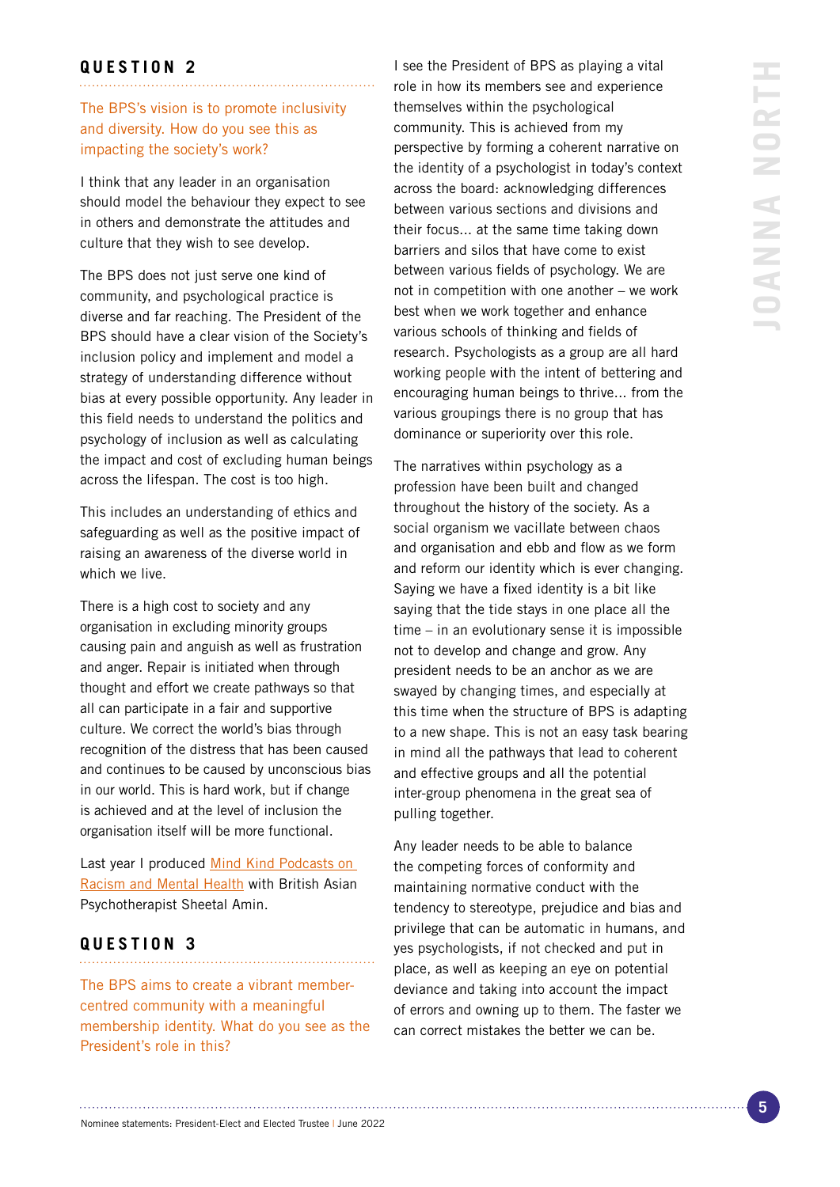## QUESTION 2

The BPS's vision is to promote inclusivity and diversity. How do you see this as impacting the society's work?

I think that any leader in an organisation should model the behaviour they expect to see in others and demonstrate the attitudes and culture that they wish to see develop.

The BPS does not just serve one kind of community, and psychological practice is diverse and far reaching. The President of the BPS should have a clear vision of the Society's inclusion policy and implement and model a strategy of understanding difference without bias at every possible opportunity. Any leader in this field needs to understand the politics and psychology of inclusion as well as calculating the impact and cost of excluding human beings across the lifespan. The cost is too high.

This includes an understanding of ethics and safeguarding as well as the positive impact of raising an awareness of the diverse world in which we live.

There is a high cost to society and any organisation in excluding minority groups causing pain and anguish as well as frustration and anger. Repair is initiated when through thought and effort we create pathways so that all can participate in a fair and supportive culture. We correct the world's bias through recognition of the distress that has been caused and continues to be caused by unconscious bias in our world. This is hard work, but if change is achieved and at the level of inclusion the organisation itself will be more functional.

Last year I produced Mind Kind Podcasts on Racism and Mental Health with British Asian Psychotherapist Sheetal Amin.

## QUESTION 3

The BPS aims to create a vibrant member-centred community with a meaningful membership identity. What do you see as the President's role in this?

I see the President of BPS as playing a vital role in how its members see and experience themselves within the psychological community. This is achieved from my perspective by forming a coherent narrative on the identity of a psychologist in today's context across the board: acknowledging differences between various sections and divisions and their focus... at the same time taking down barriers and silos that have come to exist between various fields of psychology. We are not in competition with one another – we work best when we work together and enhance various schools of thinking and fields of research. Psychologists as a group are all hard working people with the intent of bettering and encouraging human beings to thrive... from the various groupings there is no group that has dominance or superiority over this role.

The narratives within psychology as a profession have been built and changed throughout the history of the society. As a social organism we vacillate between chaos and organisation and ebb and flow as we form and reform our identity which is ever changing. Saying we have a fixed identity is a bit like saying that the tide stays in one place all the time – in an evolutionary sense it is impossible not to develop and change and grow. Any president needs to be an anchor as we are swayed by changing times, and especially at this time when the structure of BPS is adapting to a new shape. This is not an easy task bearing in mind all the pathways that lead to coherent and effective groups and all the potential inter-group phenomena in the great sea of pulling together.

Any leader needs to be able to balance the competing forces of conformity and maintaining normative conduct with the tendency to stereotype, prejudice and bias and privilege that can be automatic in humans, and yes psychologists, if not checked and put in place, as well as keeping an eye on potential deviance and taking into account the impact of errors and owning up to them. The faster we can correct mistakes the better we can be.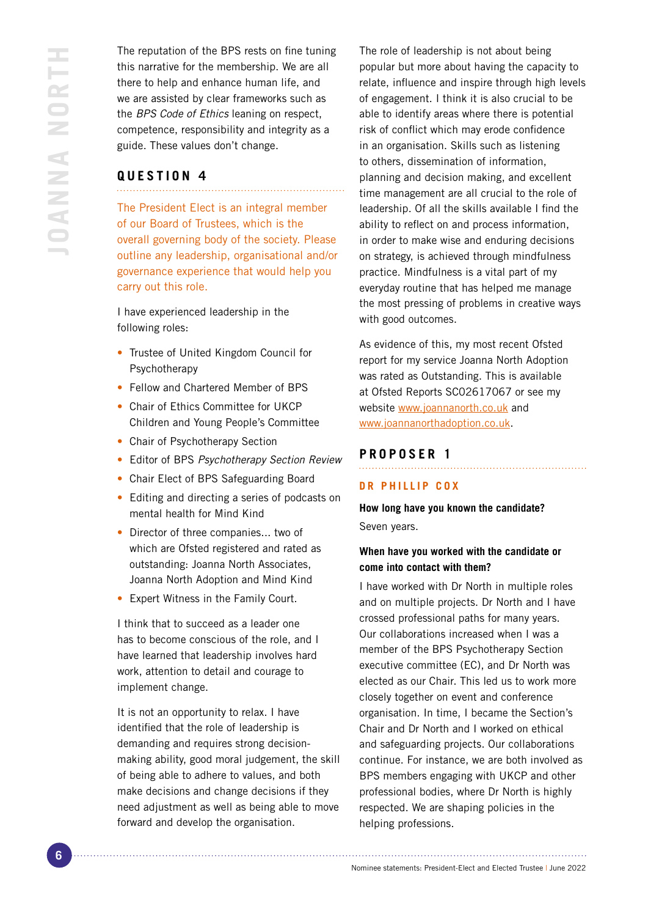The reputation of the BPS rests on fine tuning this narrative for the membership. We are all there to help and enhance human life, and we are assisted by clear frameworks such as the *BPS Code of Ethics* leaning on respect, competence, responsibility and integrity as a guide. These values don't change.

## QUESTION 4

The President Elect is an integral member of our Board of Trustees, which is the overall governing body of the society. Please outline any leadership, organisational and/or governance experience that would help you carry out this role.

I have experienced leadership in the following roles:

- Trustee of United Kingdom Council for Psychotherapy
- Fellow and Chartered Member of BPS
- Chair of Ethics Committee for UKCP Children and Young People's Committee
- Chair of Psychotherapy Section
- Editor of BPS *Psychotherapy Section Review*
- Chair Elect of BPS Safeguarding Board
- Editing and directing a series of podcasts on mental health for Mind Kind
- Director of three companies… two of which are Ofsted registered and rated as outstanding: Joanna North Associates, Joanna North Adoption and Mind Kind
- Expert Witness in the Family Court.

I think that to succeed as a leader one has to become conscious of the role, and I have learned that leadership involves hard work, attention to detail and courage to implement change.

It is not an opportunity to relax. I have identified that the role of leadership is demanding and requires strong decision-making ability, good moral judgement, the skill of being able to adhere to values, and both make decisions and change decisions if they need adjustment as well as being able to move forward and develop the organisation.

The role of leadership is not about being popular but more about having the capacity to relate, influence and inspire through high levels of engagement. I think it is also crucial to be able to identify areas where there is potential risk of conflict which may erode confidence in an organisation. Skills such as listening to others, dissemination of information, planning and decision making, and excellent time management are all crucial to the role of leadership. Of all the skills available I find the ability to reflect on and process information, in order to make wise and enduring decisions on strategy, is achieved through mindfulness practice. Mindfulness is a vital part of my everyday routine that has helped me manage the most pressing of problems in creative ways with good outcomes.

As evidence of this, my most recent Ofsted report for my service Joanna North Adoption was rated as Outstanding. This is available at Ofsted Reports SC02617067 or see my website www.joannanorth.co.uk and www.joannanorthadoption.co.uk.

## PROPOSER 1

### DR PHILLIP COX

**How long have you known the candidate?**

Seven years.

**When have you worked with the candidate or come into contact with them?**

I have worked with Dr North in multiple roles and on multiple projects. Dr North and I have crossed professional paths for many years. Our collaborations increased when I was a member of the BPS Psychotherapy Section executive committee (EC), and Dr North was elected as our Chair. This led us to work more closely together on event and conference organisation. In time, I became the Section's Chair and Dr North and I worked on ethical and safeguarding projects. Our collaborations continue. For instance, we are both involved as BPS members engaging with UKCP and other professional bodies, where Dr North is highly respected. We are shaping policies in the helping professions.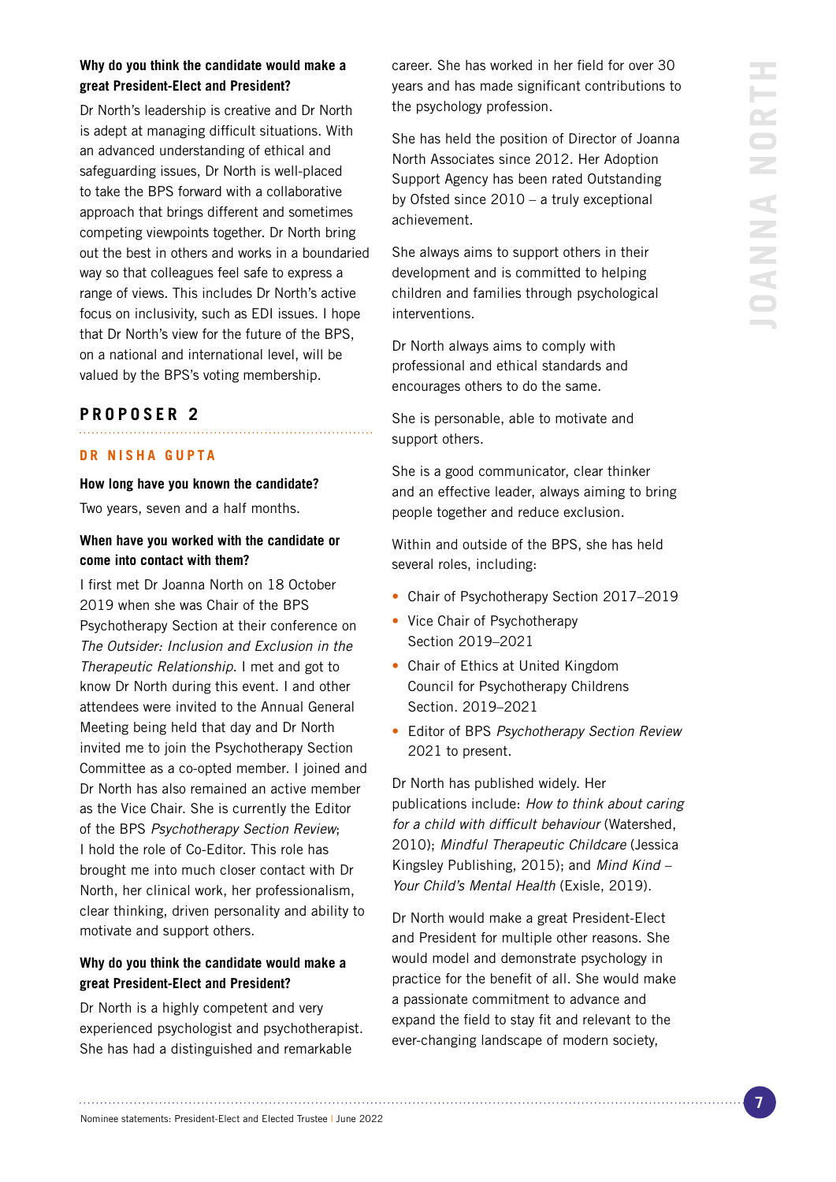**Why do you think the candidate would make a great President-Elect and President?**

Dr North's leadership is creative and Dr North is adept at managing difficult situations. With an advanced understanding of ethical and safeguarding issues, Dr North is well-placed to take the BPS forward with a collaborative approach that brings different and sometimes competing viewpoints together. Dr North bring out the best in others and works in a boundaried way so that colleagues feel safe to express a range of views. This includes Dr North's active focus on inclusivity, such as EDI issues. I hope that Dr North's view for the future of the BPS, on a national and international level, will be valued by the BPS's voting membership.

## PROPOSER 2

### DR NISHA GUPTA

**How long have you known the candidate?**

Two years, seven and a half months.

**When have you worked with the candidate or come into contact with them?**

I first met Dr Joanna North on 18 October 2019 when she was Chair of the BPS Psychotherapy Section at their conference on *The Outsider: Inclusion and Exclusion in the Therapeutic Relationship*. I met and got to know Dr North during this event. I and other attendees were invited to the Annual General Meeting being held that day and Dr North invited me to join the Psychotherapy Section Committee as a co-opted member. I joined and Dr North has also remained an active member as the Vice Chair. She is currently the Editor of the BPS *Psychotherapy Section Review*; I hold the role of Co-Editor. This role has brought me into much closer contact with Dr North, her clinical work, her professionalism, clear thinking, driven personality and ability to motivate and support others.

**Why do you think the candidate would make a great President-Elect and President?**

Dr North is a highly competent and very experienced psychologist and psychotherapist. She has had a distinguished and remarkable career. She has worked in her field for over 30 years and has made significant contributions to the psychology profession.

She has held the position of Director of Joanna North Associates since 2012. Her Adoption Support Agency has been rated Outstanding by Ofsted since 2010 – a truly exceptional achievement.

She always aims to support others in their development and is committed to helping children and families through psychological interventions.

Dr North always aims to comply with professional and ethical standards and encourages others to do the same.

She is personable, able to motivate and support others.

She is a good communicator, clear thinker and an effective leader, always aiming to bring people together and reduce exclusion.

Within and outside of the BPS, she has held several roles, including:

- Chair of Psychotherapy Section 2017–2019
- Vice Chair of Psychotherapy Section 2019–2021
- Chair of Ethics at United Kingdom Council for Psychotherapy Childrens Section. 2019–2021
- Editor of BPS *Psychotherapy Section Review* 2021 to present.

Dr North has published widely. Her publications include: *How to think about caring for a child with difficult behaviour* (Watershed, 2010); *Mindful Therapeutic Childcare* (Jessica Kingsley Publishing, 2015); and *Mind Kind – Your Child's Mental Health* (Exisle, 2019).

Dr North would make a great President-Elect and President for multiple other reasons. She would model and demonstrate psychology in practice for the benefit of all. She would make a passionate commitment to advance and expand the field to stay fit and relevant to the ever-changing landscape of modern society,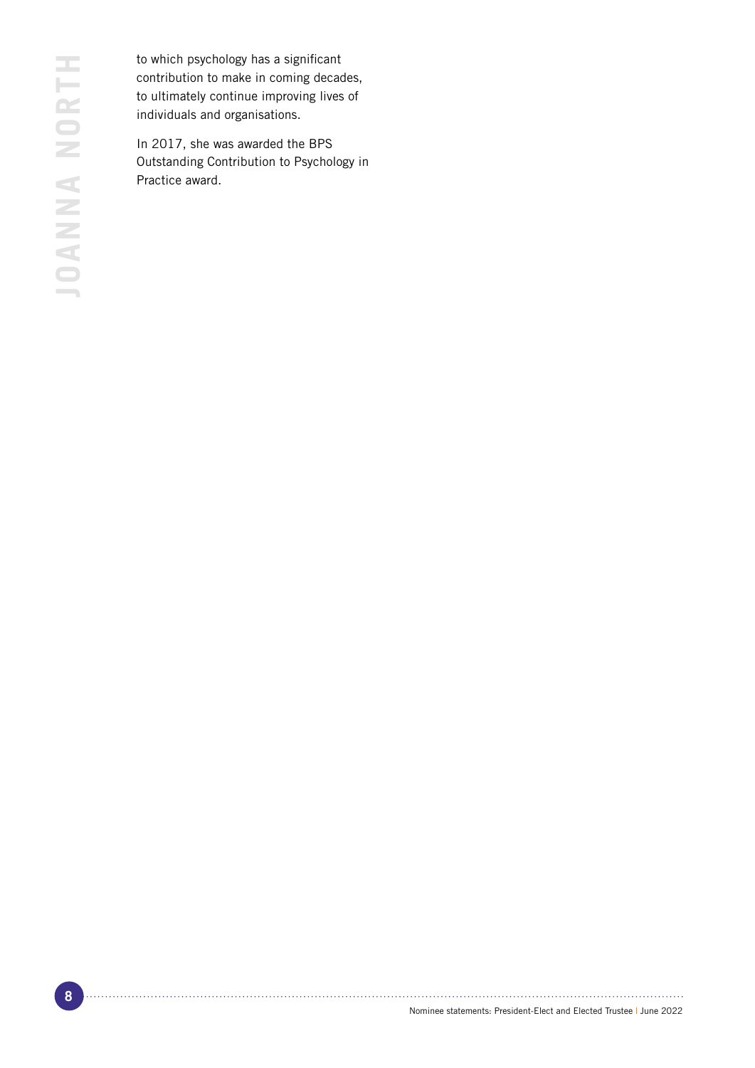to which psychology has a significant contribution to make in coming decades, to ultimately continue improving lives of individuals and organisations.

In 2017, she was awarded the BPS Outstanding Contribution to Psychology in Practice award.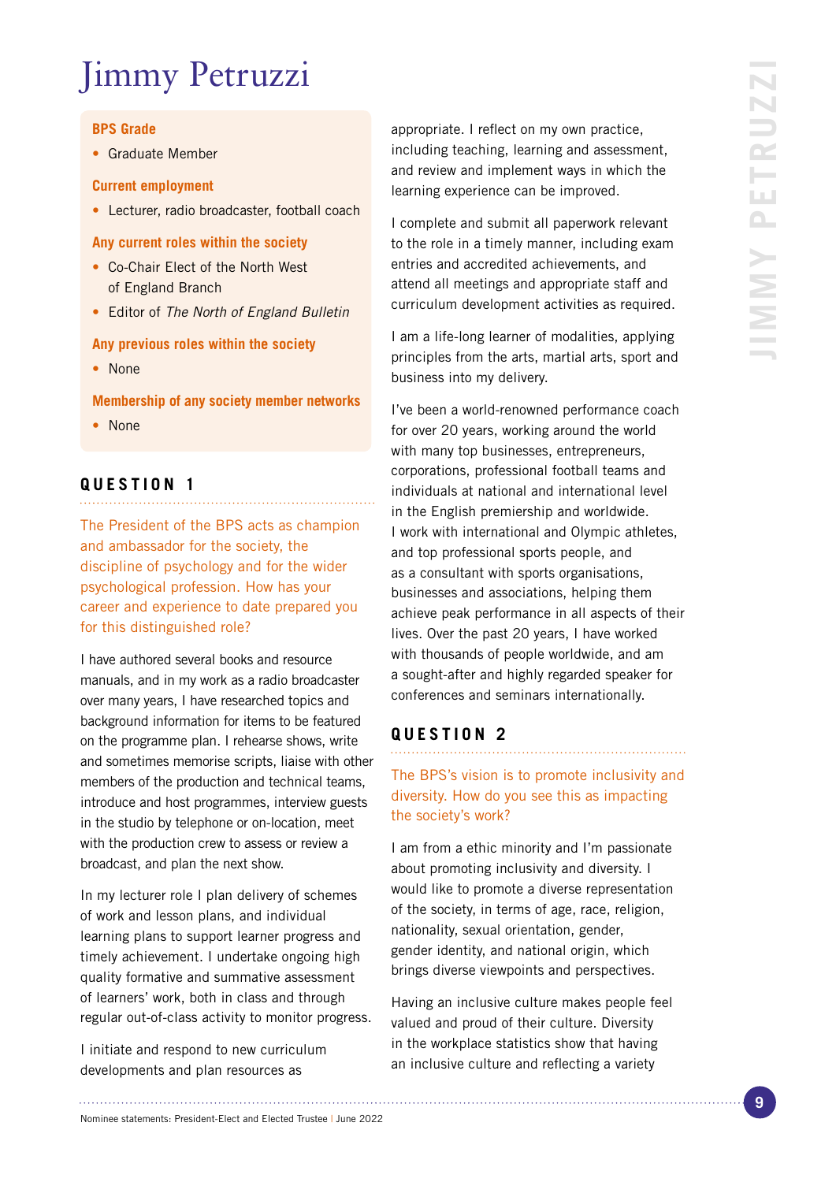# Jimmy Petruzzi

**BPS Grade**

- Graduate Member

**Current employment**

- Lecturer, radio broadcaster, football coach

**Any current roles within the society**

- Co-Chair Elect of the North West of England Branch
- Editor of *The North of England Bulletin*

**Any previous roles within the society**

- None

**Membership of any society member networks**

- None

## QUESTION 1

The President of the BPS acts as champion and ambassador for the society, the discipline of psychology and for the wider psychological profession. How has your career and experience to date prepared you for this distinguished role?

I have authored several books and resource manuals, and in my work as a radio broadcaster over many years, I have researched topics and background information for items to be featured on the programme plan. I rehearse shows, write and sometimes memorise scripts, liaise with other members of the production and technical teams, introduce and host programmes, interview guests in the studio by telephone or on-location, meet with the production crew to assess or review a broadcast, and plan the next show.

In my lecturer role I plan delivery of schemes of work and lesson plans, and individual learning plans to support learner progress and timely achievement. I undertake ongoing high quality formative and summative assessment of learners' work, both in class and through regular out-of-class activity to monitor progress.

I initiate and respond to new curriculum developments and plan resources as appropriate. I reflect on my own practice, including teaching, learning and assessment, and review and implement ways in which the learning experience can be improved.

I complete and submit all paperwork relevant to the role in a timely manner, including exam entries and accredited achievements, and attend all meetings and appropriate staff and curriculum development activities as required.

I am a life-long learner of modalities, applying principles from the arts, martial arts, sport and business into my delivery.

I've been a world-renowned performance coach for over 20 years, working around the world with many top businesses, entrepreneurs, corporations, professional football teams and individuals at national and international level in the English premiership and worldwide. I work with international and Olympic athletes, and top professional sports people, and as a consultant with sports organisations, businesses and associations, helping them achieve peak performance in all aspects of their lives. Over the past 20 years, I have worked with thousands of people worldwide, and am a sought-after and highly regarded speaker for conferences and seminars internationally.

## QUESTION 2

The BPS's vision is to promote inclusivity and diversity. How do you see this as impacting the society's work?

I am from a ethic minority and I'm passionate about promoting inclusivity and diversity. I would like to promote a diverse representation of the society, in terms of age, race, religion, nationality, sexual orientation, gender, gender identity, and national origin, which brings diverse viewpoints and perspectives.

Having an inclusive culture makes people feel valued and proud of their culture. Diversity in the workplace statistics show that having an inclusive culture and reflecting a variety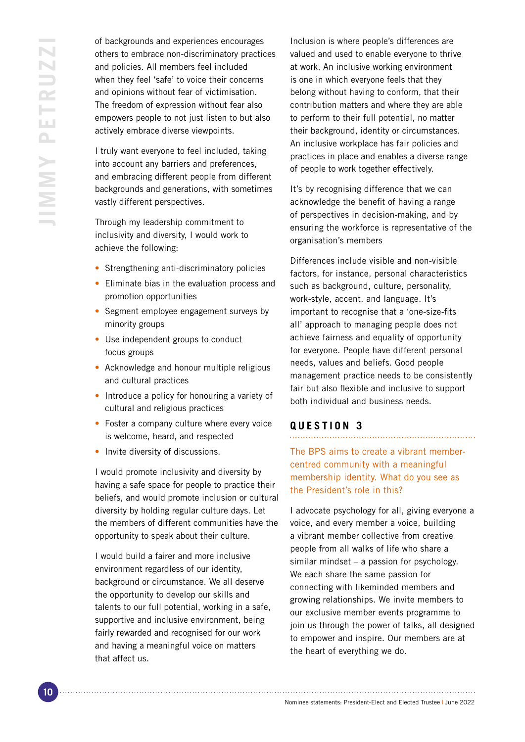of backgrounds and experiences encourages others to embrace non-discriminatory practices and policies. All members feel included when they feel 'safe' to voice their concerns and opinions without fear of victimisation. The freedom of expression without fear also empowers people to not just listen to but also actively embrace diverse viewpoints.

I truly want everyone to feel included, taking into account any barriers and preferences, and embracing different people from different backgrounds and generations, with sometimes vastly different perspectives.

Through my leadership commitment to inclusivity and diversity, I would work to achieve the following:

- Strengthening anti-discriminatory policies
- Eliminate bias in the evaluation process and promotion opportunities
- Segment employee engagement surveys by minority groups
- Use independent groups to conduct focus groups
- Acknowledge and honour multiple religious and cultural practices
- Introduce a policy for honouring a variety of cultural and religious practices
- Foster a company culture where every voice is welcome, heard, and respected
- Invite diversity of discussions.

I would promote inclusivity and diversity by having a safe space for people to practice their beliefs, and would promote inclusion or cultural diversity by holding regular culture days. Let the members of different communities have the opportunity to speak about their culture.

I would build a fairer and more inclusive environment regardless of our identity, background or circumstance. We all deserve the opportunity to develop our skills and talents to our full potential, working in a safe, supportive and inclusive environment, being fairly rewarded and recognised for our work and having a meaningful voice on matters that affect us.

Inclusion is where people's differences are valued and used to enable everyone to thrive at work. An inclusive working environment is one in which everyone feels that they belong without having to conform, that their contribution matters and where they are able to perform to their full potential, no matter their background, identity or circumstances. An inclusive workplace has fair policies and practices in place and enables a diverse range of people to work together effectively.

It's by recognising difference that we can acknowledge the benefit of having a range of perspectives in decision-making, and by ensuring the workforce is representative of the organisation's members

Differences include visible and non-visible factors, for instance, personal characteristics such as background, culture, personality, work-style, accent, and language. It's important to recognise that a 'one-size-fits all' approach to managing people does not achieve fairness and equality of opportunity for everyone. People have different personal needs, values and beliefs. Good people management practice needs to be consistently fair but also flexible and inclusive to support both individual and business needs.

## QUESTION 3

The BPS aims to create a vibrant member-centred community with a meaningful membership identity. What do you see as the President's role in this?

I advocate psychology for all, giving everyone a voice, and every member a voice, building a vibrant member collective from creative people from all walks of life who share a similar mindset – a passion for psychology. We each share the same passion for connecting with likeminded members and growing relationships. We invite members to our exclusive member events programme to join us through the power of talks, all designed to empower and inspire. Our members are at the heart of everything we do.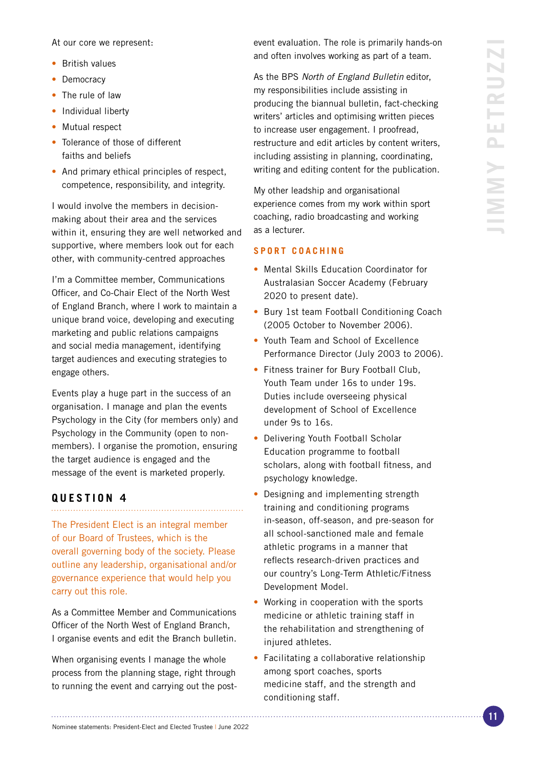At our core we represent:

- British values
- Democracy
- The rule of law
- Individual liberty
- Mutual respect
- Tolerance of those of different faiths and beliefs
- And primary ethical principles of respect, competence, responsibility, and integrity.

I would involve the members in decision-making about their area and the services within it, ensuring they are well networked and supportive, where members look out for each other, with community-centred approaches

I'm a Committee member, Communications Officer, and Co-Chair Elect of the North West of England Branch, where I work to maintain a unique brand voice, developing and executing marketing and public relations campaigns and social media management, identifying target audiences and executing strategies to engage others.

Events play a huge part in the success of an organisation. I manage and plan the events Psychology in the City (for members only) and Psychology in the Community (open to non-members). I organise the promotion, ensuring the target audience is engaged and the message of the event is marketed properly.

## QUESTION 4

The President Elect is an integral member of our Board of Trustees, which is the overall governing body of the society. Please outline any leadership, organisational and/or governance experience that would help you carry out this role.

As a Committee Member and Communications Officer of the North West of England Branch, I organise events and edit the Branch bulletin.

When organising events I manage the whole process from the planning stage, right through to running the event and carrying out the post-event evaluation. The role is primarily hands-on and often involves working as part of a team.

As the BPS *North of England Bulletin* editor, my responsibilities include assisting in producing the biannual bulletin, fact-checking writers' articles and optimising written pieces to increase user engagement. I proofread, restructure and edit articles by content writers, including assisting in planning, coordinating, writing and editing content for the publication.

My other leadship and organisational experience comes from my work within sport coaching, radio broadcasting and working as a lecturer.

### SPORT COACHING

- Mental Skills Education Coordinator for Australasian Soccer Academy (February 2020 to present date).
- Bury 1st team Football Conditioning Coach (2005 October to November 2006).
- Youth Team and School of Excellence Performance Director (July 2003 to 2006).
- Fitness trainer for Bury Football Club, Youth Team under 16s to under 19s. Duties include overseeing physical development of School of Excellence under 9s to 16s.
- Delivering Youth Football Scholar Education programme to football scholars, along with football fitness, and psychology knowledge.
- Designing and implementing strength training and conditioning programs in-season, off-season, and pre-season for all school-sanctioned male and female athletic programs in a manner that reflects research-driven practices and our country's Long-Term Athletic/Fitness Development Model.
- Working in cooperation with the sports medicine or athletic training staff in the rehabilitation and strengthening of injured athletes.
- Facilitating a collaborative relationship among sport coaches, sports medicine staff, and the strength and conditioning staff.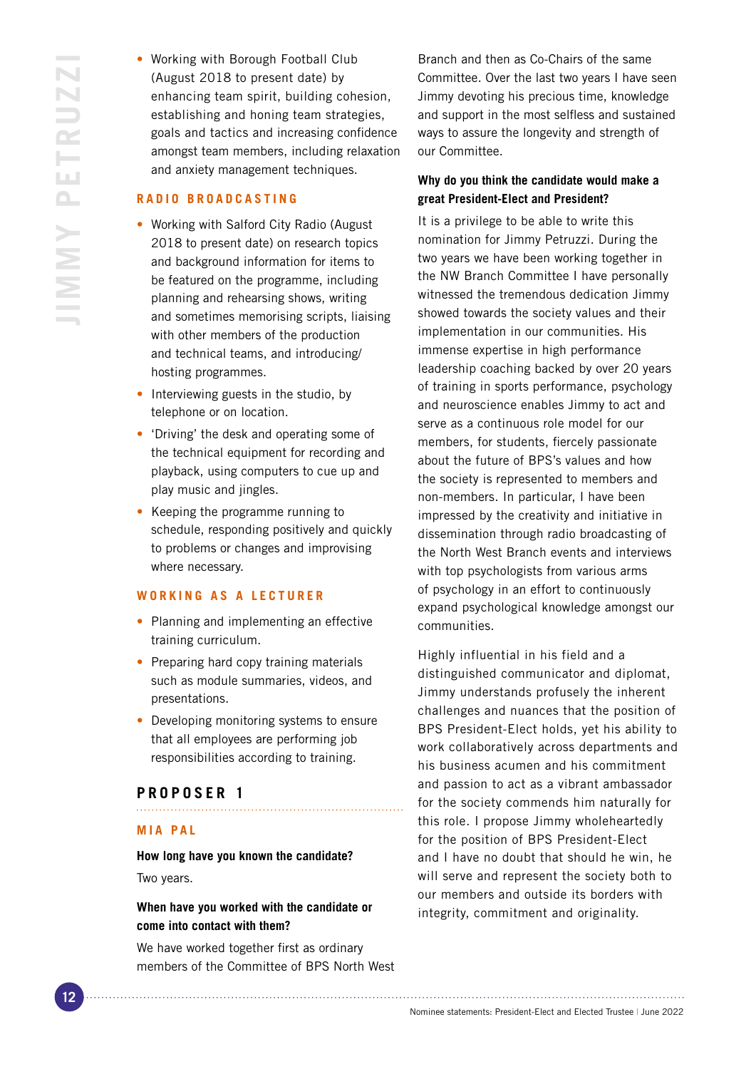- Working with Borough Football Club (August 2018 to present date) by enhancing team spirit, building cohesion, establishing and honing team strategies, goals and tactics and increasing confidence amongst team members, including relaxation and anxiety management techniques.

### RADIO BROADCASTING

- Working with Salford City Radio (August 2018 to present date) on research topics and background information for items to be featured on the programme, including planning and rehearsing shows, writing and sometimes memorising scripts, liaising with other members of the production and technical teams, and introducing/hosting programmes.
- Interviewing guests in the studio, by telephone or on location.
- 'Driving' the desk and operating some of the technical equipment for recording and playback, using computers to cue up and play music and jingles.
- Keeping the programme running to schedule, responding positively and quickly to problems or changes and improvising where necessary.

### WORKING AS A LECTURER

- Planning and implementing an effective training curriculum.
- Preparing hard copy training materials such as module summaries, videos, and presentations.
- Developing monitoring systems to ensure that all employees are performing job responsibilities according to training.

## PROPOSER 1

### MIA PAL

**How long have you known the candidate?**

Two years.

**When have you worked with the candidate or come into contact with them?**

We have worked together first as ordinary members of the Committee of BPS North West Branch and then as Co-Chairs of the same Committee. Over the last two years I have seen Jimmy devoting his precious time, knowledge and support in the most selfless and sustained ways to assure the longevity and strength of our Committee.

**Why do you think the candidate would make a great President-Elect and President?**

It is a privilege to be able to write this nomination for Jimmy Petruzzi. During the two years we have been working together in the NW Branch Committee I have personally witnessed the tremendous dedication Jimmy showed towards the society values and their implementation in our communities. His immense expertise in high performance leadership coaching backed by over 20 years of training in sports performance, psychology and neuroscience enables Jimmy to act and serve as a continuous role model for our members, for students, fiercely passionate about the future of BPS's values and how the society is represented to members and non-members. In particular, I have been impressed by the creativity and initiative in dissemination through radio broadcasting of the North West Branch events and interviews with top psychologists from various arms of psychology in an effort to continuously expand psychological knowledge amongst our communities.

Highly influential in his field and a distinguished communicator and diplomat, Jimmy understands profusely the inherent challenges and nuances that the position of BPS President-Elect holds, yet his ability to work collaboratively across departments and his business acumen and his commitment and passion to act as a vibrant ambassador for the society commends him naturally for this role. I propose Jimmy wholeheartedly for the position of BPS President-Elect and I have no doubt that should he win, he will serve and represent the society both to our members and outside its borders with integrity, commitment and originality.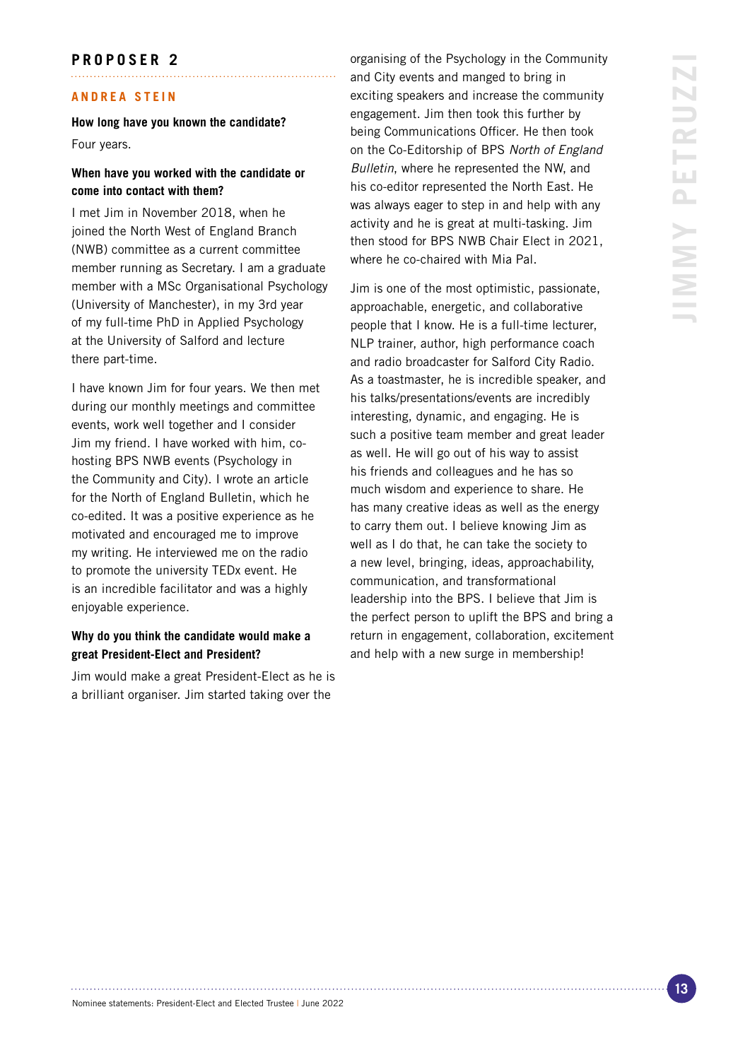## PROPOSER 2

### ANDREA STEIN

**How long have you known the candidate?**

Four years.

**When have you worked with the candidate or come into contact with them?**

I met Jim in November 2018, when he joined the North West of England Branch (NWB) committee as a current committee member running as Secretary. I am a graduate member with a MSc Organisational Psychology (University of Manchester), in my 3rd year of my full-time PhD in Applied Psychology at the University of Salford and lecture there part-time.

I have known Jim for four years. We then met during our monthly meetings and committee events, work well together and I consider Jim my friend. I have worked with him, co-hosting BPS NWB events (Psychology in the Community and City). I wrote an article for the North of England Bulletin, which he co-edited. It was a positive experience as he motivated and encouraged me to improve my writing. He interviewed me on the radio to promote the university TEDx event. He is an incredible facilitator and was a highly enjoyable experience.

**Why do you think the candidate would make a great President-Elect and President?**

Jim would make a great President-Elect as he is a brilliant organiser. Jim started taking over the organising of the Psychology in the Community and City events and manged to bring in exciting speakers and increase the community engagement. Jim then took this further by being Communications Officer. He then took on the Co-Editorship of BPS *North of England Bulletin*, where he represented the NW, and his co-editor represented the North East. He was always eager to step in and help with any activity and he is great at multi-tasking. Jim then stood for BPS NWB Chair Elect in 2021, where he co-chaired with Mia Pal.

Jim is one of the most optimistic, passionate, approachable, energetic, and collaborative people that I know. He is a full-time lecturer, NLP trainer, author, high performance coach and radio broadcaster for Salford City Radio. As a toastmaster, he is incredible speaker, and his talks/presentations/events are incredibly interesting, dynamic, and engaging. He is such a positive team member and great leader as well. He will go out of his way to assist his friends and colleagues and he has so much wisdom and experience to share. He has many creative ideas as well as the energy to carry them out. I believe knowing Jim as well as I do that, he can take the society to a new level, bringing, ideas, approachability, communication, and transformational leadership into the BPS. I believe that Jim is the perfect person to uplift the BPS and bring a return in engagement, collaboration, excitement and help with a new surge in membership!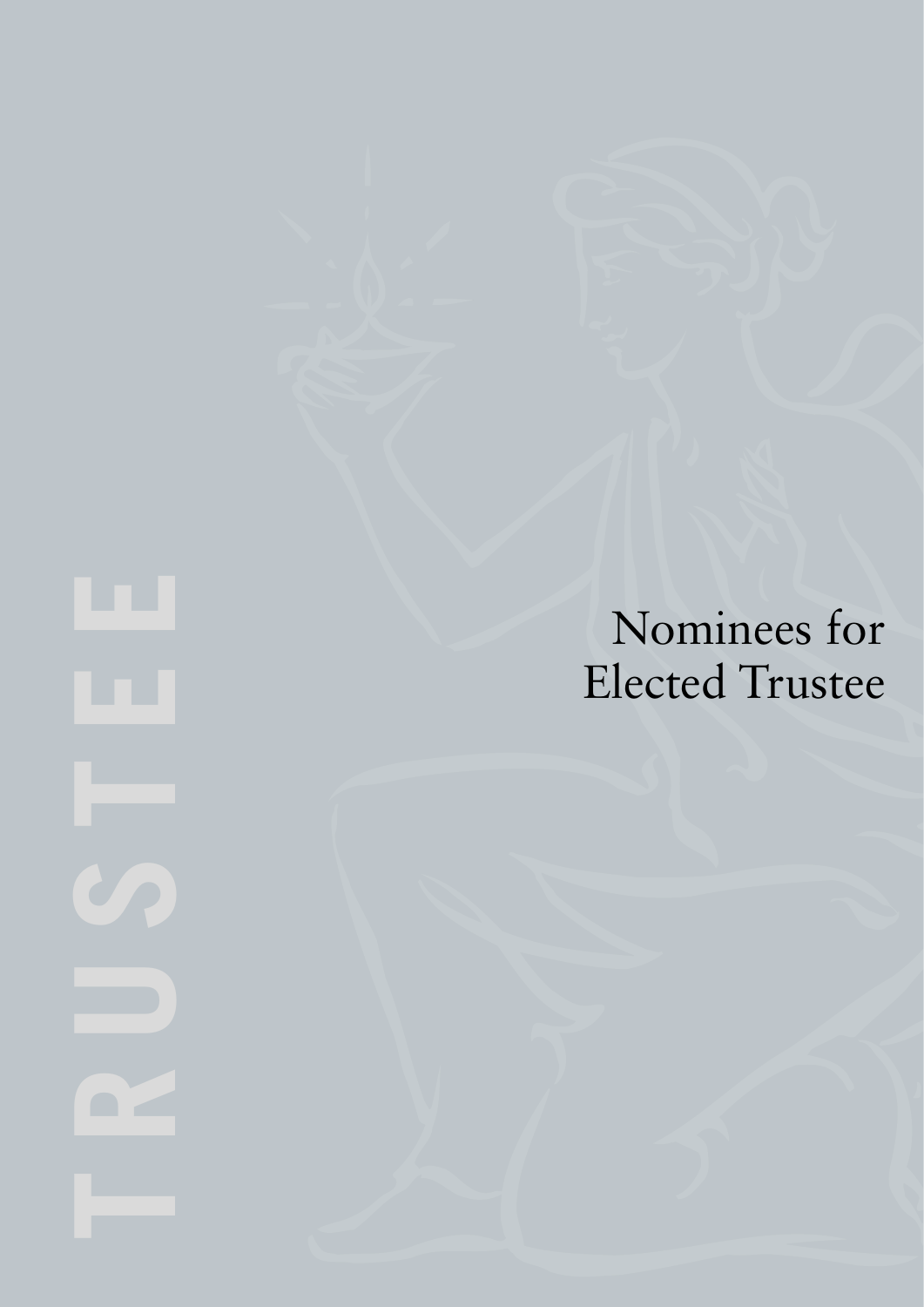TRUSTEE

# Nominees for Elected Trustee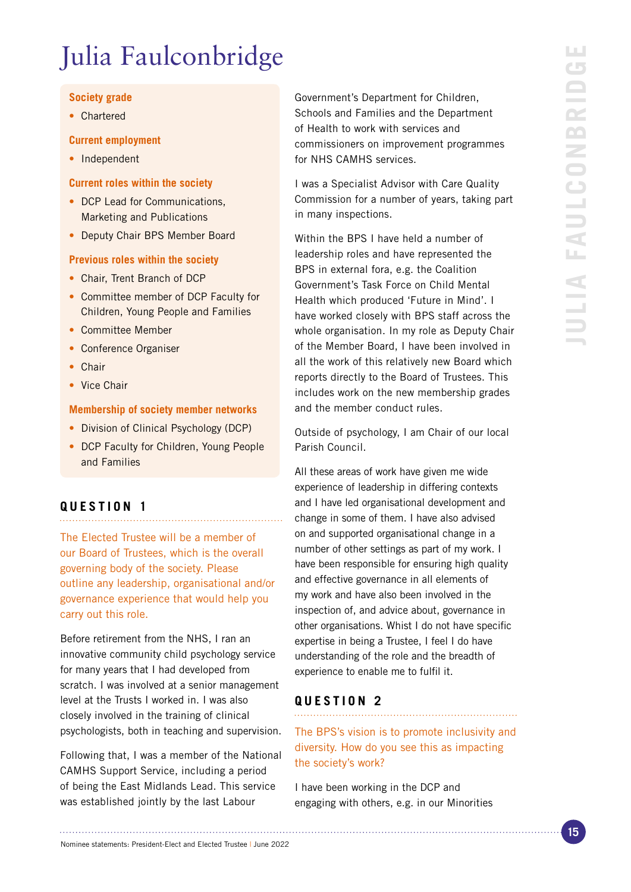# Julia Faulconbridge

**Society grade**

- Chartered

**Current employment**

- Independent

**Current roles within the society**

- DCP Lead for Communications, Marketing and Publications
- Deputy Chair BPS Member Board

**Previous roles within the society**

- Chair, Trent Branch of DCP
- Committee member of DCP Faculty for Children, Young People and Families
- Committee Member
- Conference Organiser
- Chair
- Vice Chair

**Membership of society member networks**

- Division of Clinical Psychology (DCP)
- DCP Faculty for Children, Young People and Families

## QUESTION 1

The Elected Trustee will be a member of our Board of Trustees, which is the overall governing body of the society. Please outline any leadership, organisational and/or governance experience that would help you carry out this role.

Before retirement from the NHS, I ran an innovative community child psychology service for many years that I had developed from scratch. I was involved at a senior management level at the Trusts I worked in. I was also closely involved in the training of clinical psychologists, both in teaching and supervision.

Following that, I was a member of the National CAMHS Support Service, including a period of being the East Midlands Lead. This service was established jointly by the last Labour Government's Department for Children, Schools and Families and the Department of Health to work with services and commissioners on improvement programmes for NHS CAMHS services.

I was a Specialist Advisor with Care Quality Commission for a number of years, taking part in many inspections.

Within the BPS I have held a number of leadership roles and have represented the BPS in external fora, e.g. the Coalition Government's Task Force on Child Mental Health which produced 'Future in Mind'. I have worked closely with BPS staff across the whole organisation. In my role as Deputy Chair of the Member Board, I have been involved in all the work of this relatively new Board which reports directly to the Board of Trustees. This includes work on the new membership grades and the member conduct rules.

Outside of psychology, I am Chair of our local Parish Council.

All these areas of work have given me wide experience of leadership in differing contexts and I have led organisational development and change in some of them. I have also advised on and supported organisational change in a number of other settings as part of my work. I have been responsible for ensuring high quality and effective governance in all elements of my work and have also been involved in the inspection of, and advice about, governance in other organisations. Whilst I do not have specific expertise in being a Trustee, I feel I do have understanding of the role and the breadth of experience to enable me to fulfil it.

## QUESTION 2

The BPS's vision is to promote inclusivity and diversity. How do you see this as impacting the society's work?

I have been working in the DCP and engaging with others, e.g. in our Minorities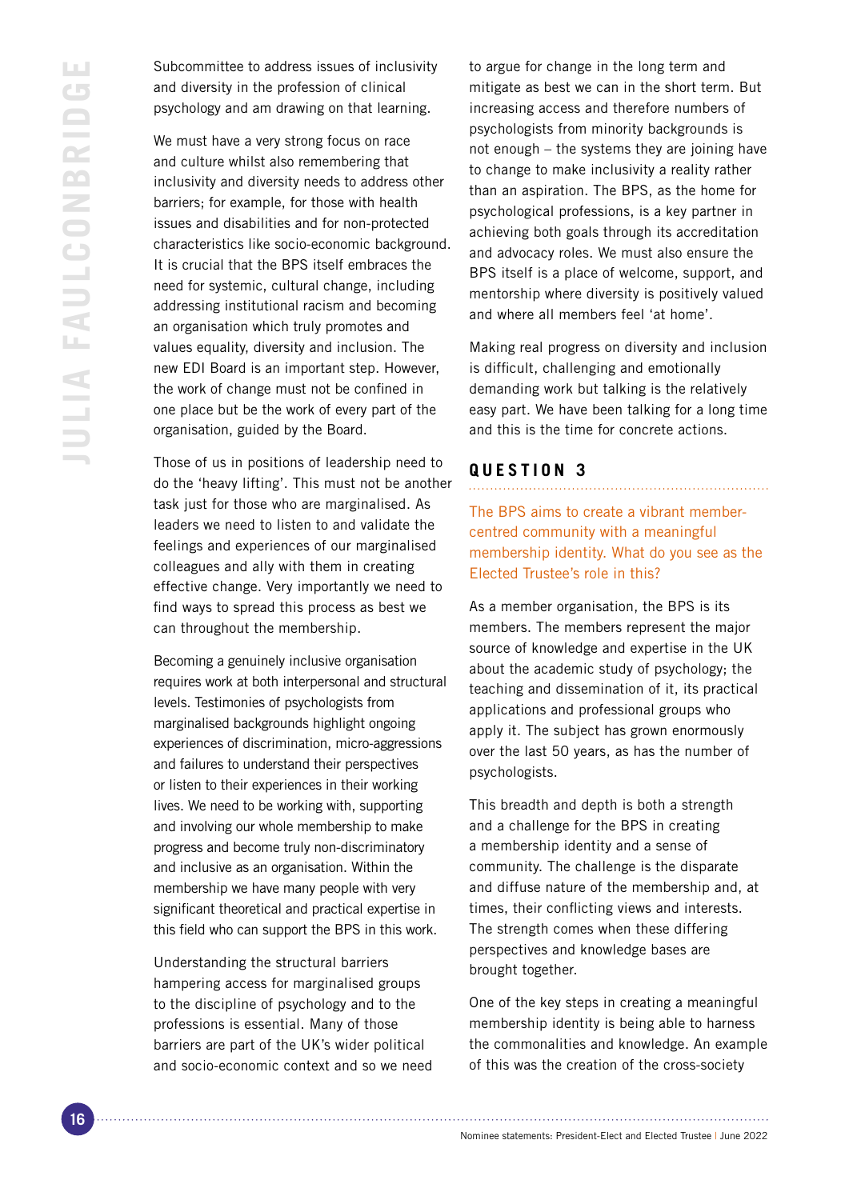Subcommittee to address issues of inclusivity and diversity in the profession of clinical psychology and am drawing on that learning.

We must have a very strong focus on race and culture whilst also remembering that inclusivity and diversity needs to address other barriers; for example, for those with health issues and disabilities and for non-protected characteristics like socio-economic background. It is crucial that the BPS itself embraces the need for systemic, cultural change, including addressing institutional racism and becoming an organisation which truly promotes and values equality, diversity and inclusion. The new EDI Board is an important step. However, the work of change must not be confined in one place but be the work of every part of the organisation, guided by the Board.

Those of us in positions of leadership need to do the 'heavy lifting'. This must not be another task just for those who are marginalised. As leaders we need to listen to and validate the feelings and experiences of our marginalised colleagues and ally with them in creating effective change. Very importantly we need to find ways to spread this process as best we can throughout the membership.

Becoming a genuinely inclusive organisation requires work at both interpersonal and structural levels. Testimonies of psychologists from marginalised backgrounds highlight ongoing experiences of discrimination, micro-aggressions and failures to understand their perspectives or listen to their experiences in their working lives. We need to be working with, supporting and involving our whole membership to make progress and become truly non-discriminatory and inclusive as an organisation. Within the membership we have many people with very significant theoretical and practical expertise in this field who can support the BPS in this work.

Understanding the structural barriers hampering access for marginalised groups to the discipline of psychology and to the professions is essential. Many of those barriers are part of the UK's wider political and socio-economic context and so we need to argue for change in the long term and mitigate as best we can in the short term. But increasing access and therefore numbers of psychologists from minority backgrounds is not enough – the systems they are joining have to change to make inclusivity a reality rather than an aspiration. The BPS, as the home for psychological professions, is a key partner in achieving both goals through its accreditation and advocacy roles. We must also ensure the BPS itself is a place of welcome, support, and mentorship where diversity is positively valued and where all members feel 'at home'.

Making real progress on diversity and inclusion is difficult, challenging and emotionally demanding work but talking is the relatively easy part. We have been talking for a long time and this is the time for concrete actions.

## QUESTION 3

The BPS aims to create a vibrant member-centred community with a meaningful membership identity. What do you see as the Elected Trustee's role in this?

As a member organisation, the BPS is its members. The members represent the major source of knowledge and expertise in the UK about the academic study of psychology; the teaching and dissemination of it, its practical applications and professional groups who apply it. The subject has grown enormously over the last 50 years, as has the number of psychologists.

This breadth and depth is both a strength and a challenge for the BPS in creating a membership identity and a sense of community. The challenge is the disparate and diffuse nature of the membership and, at times, their conflicting views and interests. The strength comes when these differing perspectives and knowledge bases are brought together.

One of the key steps in creating a meaningful membership identity is being able to harness the commonalities and knowledge. An example of this was the creation of the cross-society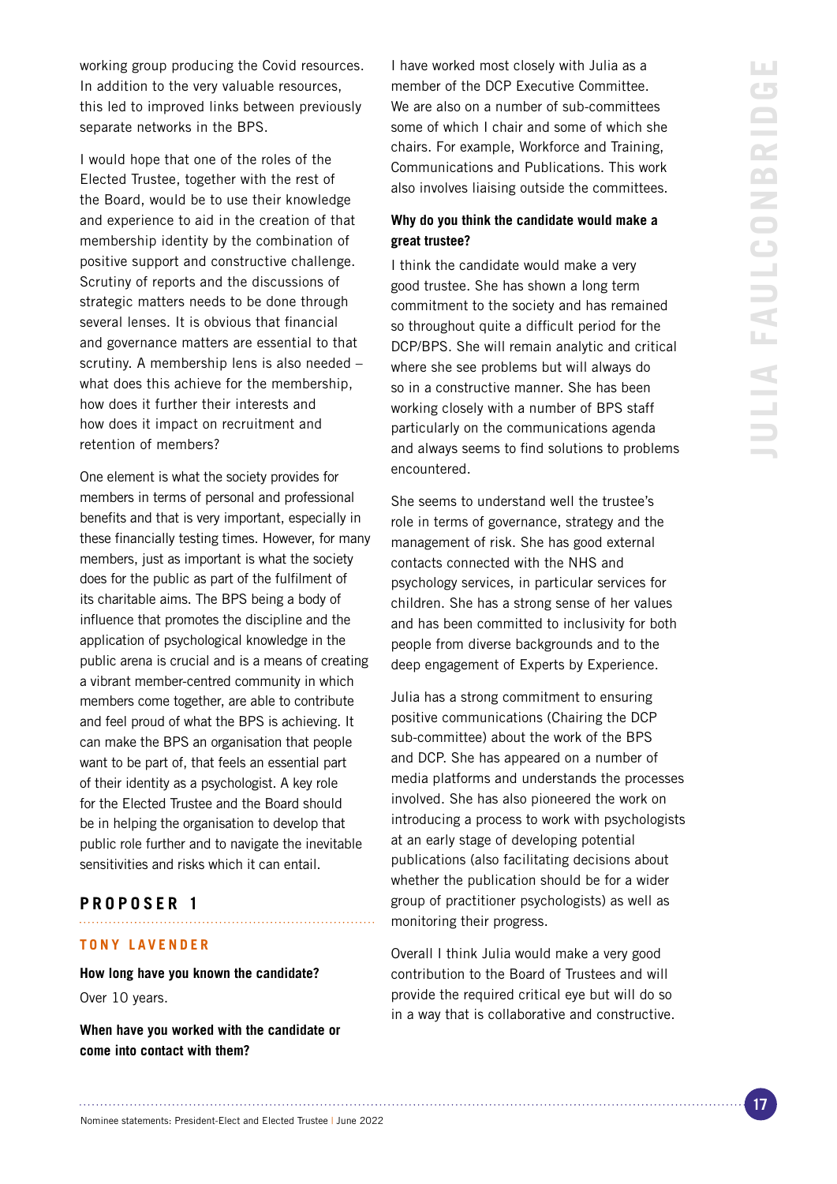working group producing the Covid resources. In addition to the very valuable resources, this led to improved links between previously separate networks in the BPS.

I would hope that one of the roles of the Elected Trustee, together with the rest of the Board, would be to use their knowledge and experience to aid in the creation of that membership identity by the combination of positive support and constructive challenge. Scrutiny of reports and the discussions of strategic matters needs to be done through several lenses. It is obvious that financial and governance matters are essential to that scrutiny. A membership lens is also needed – what does this achieve for the membership, how does it further their interests and how does it impact on recruitment and retention of members?

One element is what the society provides for members in terms of personal and professional benefits and that is very important, especially in these financially testing times. However, for many members, just as important is what the society does for the public as part of the fulfilment of its charitable aims. The BPS being a body of influence that promotes the discipline and the application of psychological knowledge in the public arena is crucial and is a means of creating a vibrant member-centred community in which members come together, are able to contribute and feel proud of what the BPS is achieving. It can make the BPS an organisation that people want to be part of, that feels an essential part of their identity as a psychologist. A key role for the Elected Trustee and the Board should be in helping the organisation to develop that public role further and to navigate the inevitable sensitivities and risks which it can entail.

## PROPOSER 1

### TONY LAVENDER

**How long have you known the candidate?**

Over 10 years.

**When have you worked with the candidate or come into contact with them?**

I have worked most closely with Julia as a member of the DCP Executive Committee. We are also on a number of sub-committees some of which I chair and some of which she chairs. For example, Workforce and Training, Communications and Publications. This work also involves liaising outside the committees.

**Why do you think the candidate would make a great trustee?**

I think the candidate would make a very good trustee. She has shown a long term commitment to the society and has remained so throughout quite a difficult period for the DCP/BPS. She will remain analytic and critical where she see problems but will always do so in a constructive manner. She has been working closely with a number of BPS staff particularly on the communications agenda and always seems to find solutions to problems encountered.

She seems to understand well the trustee's role in terms of governance, strategy and the management of risk. She has good external contacts connected with the NHS and psychology services, in particular services for children. She has a strong sense of her values and has been committed to inclusivity for both people from diverse backgrounds and to the deep engagement of Experts by Experience.

Julia has a strong commitment to ensuring positive communications (Chairing the DCP sub-committee) about the work of the BPS and DCP. She has appeared on a number of media platforms and understands the processes involved. She has also pioneered the work on introducing a process to work with psychologists at an early stage of developing potential publications (also facilitating decisions about whether the publication should be for a wider group of practitioner psychologists) as well as monitoring their progress.

Overall I think Julia would make a very good contribution to the Board of Trustees and will provide the required critical eye but will do so in a way that is collaborative and constructive.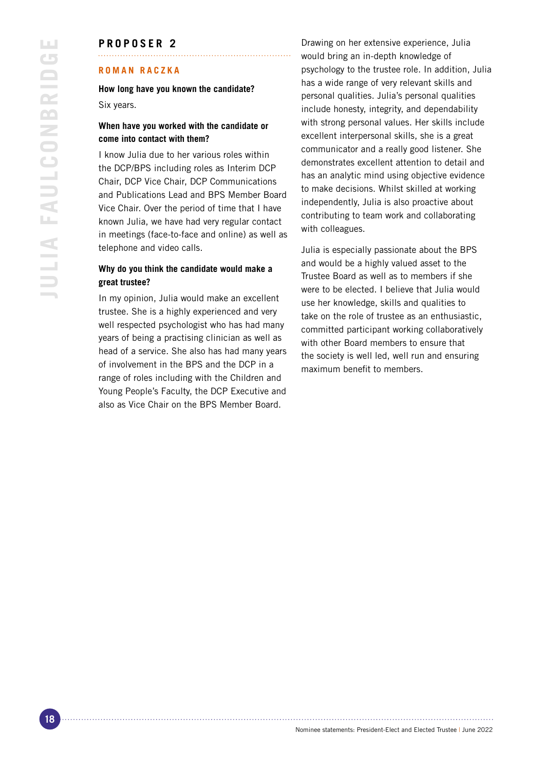## PROPOSER 2

### ROMAN RACZKA

**How long have you known the candidate?**

Six years.

**When have you worked with the candidate or come into contact with them?**

I know Julia due to her various roles within the DCP/BPS including roles as Interim DCP Chair, DCP Vice Chair, DCP Communications and Publications Lead and BPS Member Board Vice Chair. Over the period of time that I have known Julia, we have had very regular contact in meetings (face-to-face and online) as well as telephone and video calls.

**Why do you think the candidate would make a great trustee?**

In my opinion, Julia would make an excellent trustee. She is a highly experienced and very well respected psychologist who has had many years of being a practising clinician as well as head of a service. She also has had many years of involvement in the BPS and the DCP in a range of roles including with the Children and Young People's Faculty, the DCP Executive and also as Vice Chair on the BPS Member Board.

Drawing on her extensive experience, Julia would bring an in-depth knowledge of psychology to the trustee role. In addition, Julia has a wide range of very relevant skills and personal qualities. Julia's personal qualities include honesty, integrity, and dependability with strong personal values. Her skills include excellent interpersonal skills, she is a great communicator and a really good listener. She demonstrates excellent attention to detail and has an analytic mind using objective evidence to make decisions. Whilst skilled at working independently, Julia is also proactive about contributing to team work and collaborating with colleagues.

Julia is especially passionate about the BPS and would be a highly valued asset to the Trustee Board as well as to members if she were to be elected. I believe that Julia would use her knowledge, skills and qualities to take on the role of trustee as an enthusiastic, committed participant working collaboratively with other Board members to ensure that the society is well led, well run and ensuring maximum benefit to members.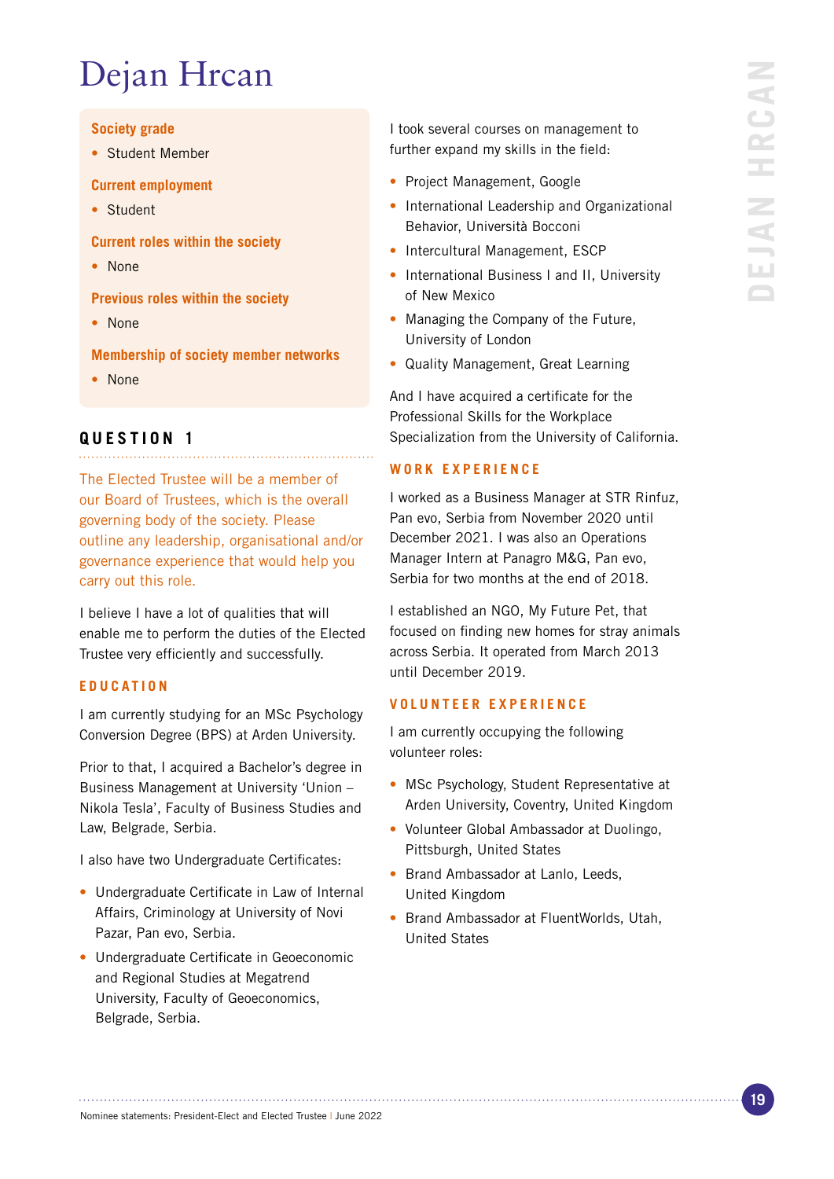# Dejan Hrcan

**Society grade**

- Student Member

**Current employment**

- Student

**Current roles within the society**

- None

**Previous roles within the society**

- None

**Membership of society member networks**

- None

## QUESTION 1

The Elected Trustee will be a member of our Board of Trustees, which is the overall governing body of the society. Please outline any leadership, organisational and/or governance experience that would help you carry out this role.

I believe I have a lot of qualities that will enable me to perform the duties of the Elected Trustee very efficiently and successfully.

### EDUCATION

I am currently studying for an MSc Psychology Conversion Degree (BPS) at Arden University.

Prior to that, I acquired a Bachelor's degree in Business Management at University 'Union – Nikola Tesla', Faculty of Business Studies and Law, Belgrade, Serbia.

I also have two Undergraduate Certificates:

- Undergraduate Certificate in Law of Internal Affairs, Criminology at University of Novi Pazar, Pan evo, Serbia.
- Undergraduate Certificate in Geoeconomic and Regional Studies at Megatrend University, Faculty of Geoeconomics, Belgrade, Serbia.

I took several courses on management to further expand my skills in the field:

- Project Management, Google
- International Leadership and Organizational Behavior, Università Bocconi
- Intercultural Management, ESCP
- International Business I and II, University of New Mexico
- Managing the Company of the Future, University of London
- Quality Management, Great Learning

And I have acquired a certificate for the Professional Skills for the Workplace Specialization from the University of California.

### WORK EXPERIENCE

I worked as a Business Manager at STR Rinfuz, Pan evo, Serbia from November 2020 until December 2021. I was also an Operations Manager Intern at Panagro M&G, Pan evo, Serbia for two months at the end of 2018.

I established an NGO, My Future Pet, that focused on finding new homes for stray animals across Serbia. It operated from March 2013 until December 2019.

### VOLUNTEER EXPERIENCE

I am currently occupying the following volunteer roles:

- MSc Psychology, Student Representative at Arden University, Coventry, United Kingdom
- Volunteer Global Ambassador at Duolingo, Pittsburgh, United States
- Brand Ambassador at Lanlo, Leeds, United Kingdom
- Brand Ambassador at FluentWorlds, Utah, United States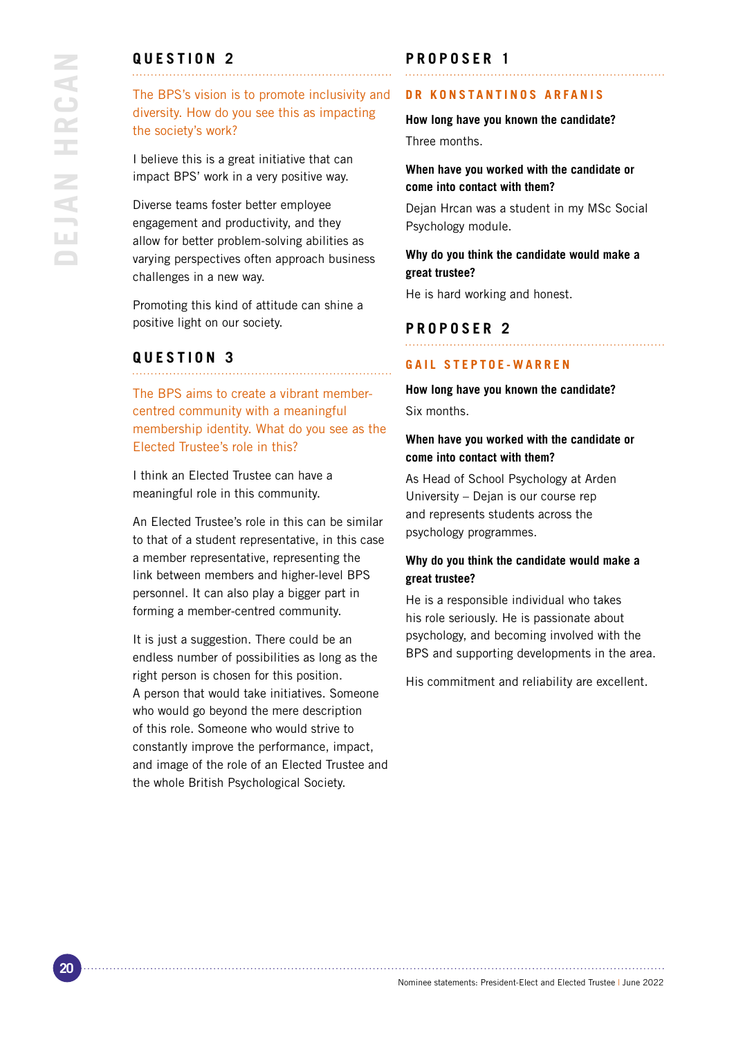## QUESTION 2

The BPS's vision is to promote inclusivity and diversity. How do you see this as impacting the society's work?

I believe this is a great initiative that can impact BPS' work in a very positive way.

Diverse teams foster better employee engagement and productivity, and they allow for better problem-solving abilities as varying perspectives often approach business challenges in a new way.

Promoting this kind of attitude can shine a positive light on our society.

## QUESTION 3

The BPS aims to create a vibrant member-centred community with a meaningful membership identity. What do you see as the Elected Trustee's role in this?

I think an Elected Trustee can have a meaningful role in this community.

An Elected Trustee's role in this can be similar to that of a student representative, in this case a member representative, representing the link between members and higher-level BPS personnel. It can also play a bigger part in forming a member-centred community.

It is just a suggestion. There could be an endless number of possibilities as long as the right person is chosen for this position. A person that would take initiatives. Someone who would go beyond the mere description of this role. Someone who would strive to constantly improve the performance, impact, and image of the role of an Elected Trustee and the whole British Psychological Society.

## PROPOSER 1

### DR KONSTANTINOS ARFANIS

**How long have you known the candidate?**

Three months.

**When have you worked with the candidate or come into contact with them?**

Dejan Hrcan was a student in my MSc Social Psychology module.

**Why do you think the candidate would make a great trustee?**

He is hard working and honest.

## PROPOSER 2

### GAIL STEPTOE-WARREN

**How long have you known the candidate?**

Six months.

**When have you worked with the candidate or come into contact with them?**

As Head of School Psychology at Arden University – Dejan is our course rep and represents students across the psychology programmes.

**Why do you think the candidate would make a great trustee?**

He is a responsible individual who takes his role seriously. He is passionate about psychology, and becoming involved with the BPS and supporting developments in the area.

His commitment and reliability are excellent.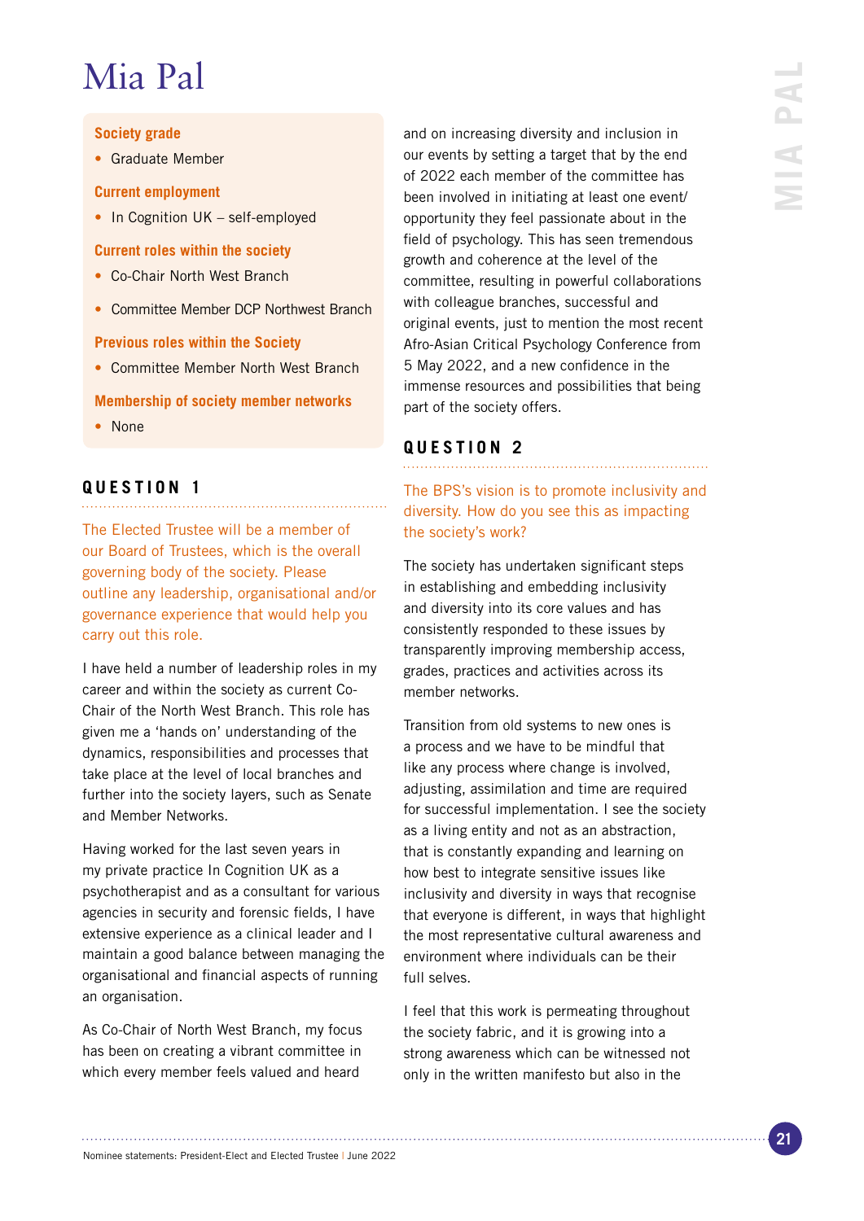# Mia Pal

**Society grade**

- Graduate Member

**Current employment**

- In Cognition UK – self-employed

**Current roles within the society**

- Co-Chair North West Branch
- Committee Member DCP Northwest Branch

**Previous roles within the Society**

- Committee Member North West Branch

**Membership of society member networks**

- None

## QUESTION 1

The Elected Trustee will be a member of our Board of Trustees, which is the overall governing body of the society. Please outline any leadership, organisational and/or governance experience that would help you carry out this role.

I have held a number of leadership roles in my career and within the society as current Co-Chair of the North West Branch. This role has given me a 'hands on' understanding of the dynamics, responsibilities and processes that take place at the level of local branches and further into the society layers, such as Senate and Member Networks.

Having worked for the last seven years in my private practice In Cognition UK as a psychotherapist and as a consultant for various agencies in security and forensic fields, I have extensive experience as a clinical leader and I maintain a good balance between managing the organisational and financial aspects of running an organisation.

As Co-Chair of North West Branch, my focus has been on creating a vibrant committee in which every member feels valued and heard and on increasing diversity and inclusion in our events by setting a target that by the end of 2022 each member of the committee has been involved in initiating at least one event/opportunity they feel passionate about in the field of psychology. This has seen tremendous growth and coherence at the level of the committee, resulting in powerful collaborations with colleague branches, successful and original events, just to mention the most recent Afro-Asian Critical Psychology Conference from 5 May 2022, and a new confidence in the immense resources and possibilities that being part of the society offers.

## QUESTION 2

The BPS's vision is to promote inclusivity and diversity. How do you see this as impacting the society's work?

The society has undertaken significant steps in establishing and embedding inclusivity and diversity into its core values and has consistently responded to these issues by transparently improving membership access, grades, practices and activities across its member networks.

Transition from old systems to new ones is a process and we have to be mindful that like any process where change is involved, adjusting, assimilation and time are required for successful implementation. I see the society as a living entity and not as an abstraction, that is constantly expanding and learning on how best to integrate sensitive issues like inclusivity and diversity in ways that recognise that everyone is different, in ways that highlight the most representative cultural awareness and environment where individuals can be their full selves.

I feel that this work is permeating throughout the society fabric, and it is growing into a strong awareness which can be witnessed not only in the written manifesto but also in the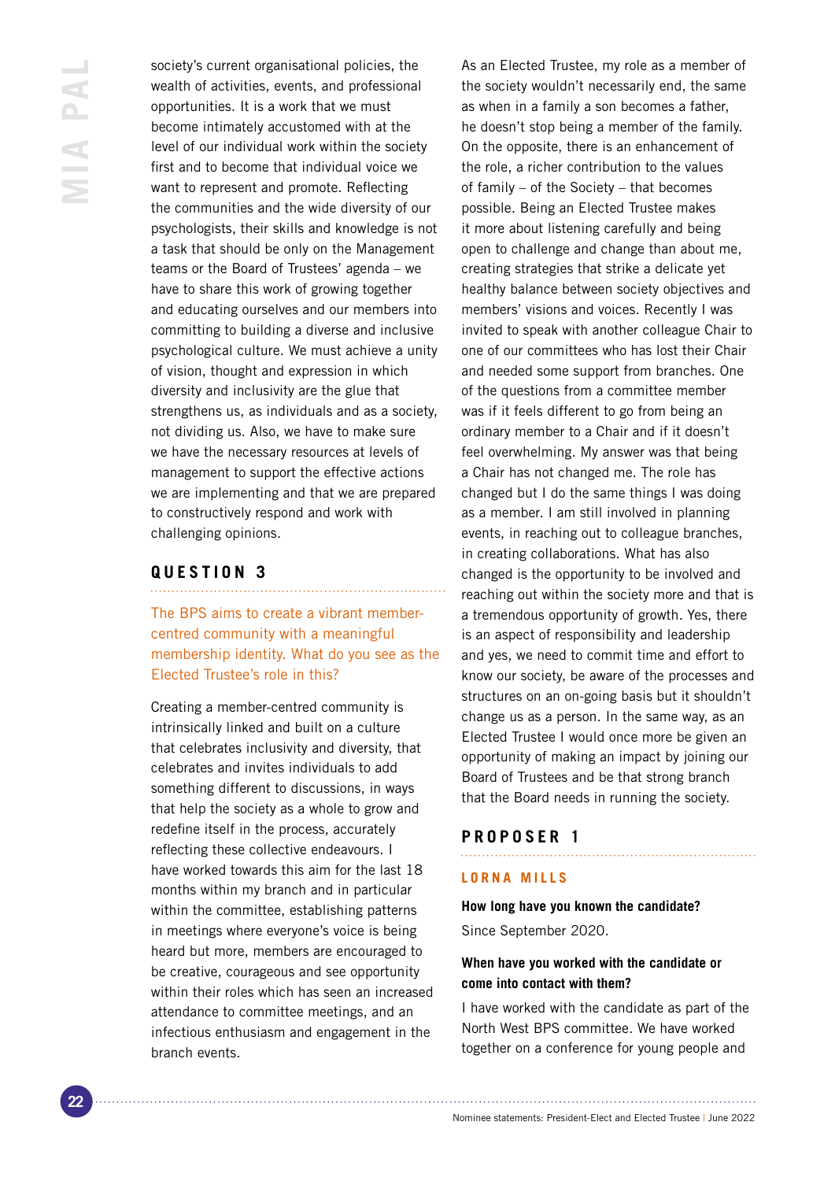society's current organisational policies, the wealth of activities, events, and professional opportunities. It is a work that we must become intimately accustomed with at the level of our individual work within the society first and to become that individual voice we want to represent and promote. Reflecting the communities and the wide diversity of our psychologists, their skills and knowledge is not a task that should be only on the Management teams or the Board of Trustees' agenda – we have to share this work of growing together and educating ourselves and our members into committing to building a diverse and inclusive psychological culture. We must achieve a unity of vision, thought and expression in which diversity and inclusivity are the glue that strengthens us, as individuals and as a society, not dividing us. Also, we have to make sure we have the necessary resources at levels of management to support the effective actions we are implementing and that we are prepared to constructively respond and work with challenging opinions.

## QUESTION 3

The BPS aims to create a vibrant member-centred community with a meaningful membership identity. What do you see as the Elected Trustee's role in this?

Creating a member-centred community is intrinsically linked and built on a culture that celebrates inclusivity and diversity, that celebrates and invites individuals to add something different to discussions, in ways that help the society as a whole to grow and redefine itself in the process, accurately reflecting these collective endeavours. I have worked towards this aim for the last 18 months within my branch and in particular within the committee, establishing patterns in meetings where everyone's voice is being heard but more, members are encouraged to be creative, courageous and see opportunity within their roles which has seen an increased attendance to committee meetings, and an infectious enthusiasm and engagement in the branch events.

As an Elected Trustee, my role as a member of the society wouldn't necessarily end, the same as when in a family a son becomes a father, he doesn't stop being a member of the family. On the opposite, there is an enhancement of the role, a richer contribution to the values of family – of the Society – that becomes possible. Being an Elected Trustee makes it more about listening carefully and being open to challenge and change than about me, creating strategies that strike a delicate yet healthy balance between society objectives and members' visions and voices. Recently I was invited to speak with another colleague Chair to one of our committees who has lost their Chair and needed some support from branches. One of the questions from a committee member was if it feels different to go from being an ordinary member to a Chair and if it doesn't feel overwhelming. My answer was that being a Chair has not changed me. The role has changed but I do the same things I was doing as a member. I am still involved in planning events, in reaching out to colleague branches, in creating collaborations. What has also changed is the opportunity to be involved and reaching out within the society more and that is a tremendous opportunity of growth. Yes, there is an aspect of responsibility and leadership and yes, we need to commit time and effort to know our society, be aware of the processes and structures on an on-going basis but it shouldn't change us as a person. In the same way, as an Elected Trustee I would once more be given an opportunity of making an impact by joining our Board of Trustees and be that strong branch that the Board needs in running the society.

## PROPOSER 1

### LORNA MILLS

**How long have you known the candidate?**

Since September 2020.

**When have you worked with the candidate or come into contact with them?**

I have worked with the candidate as part of the North West BPS committee. We have worked together on a conference for young people and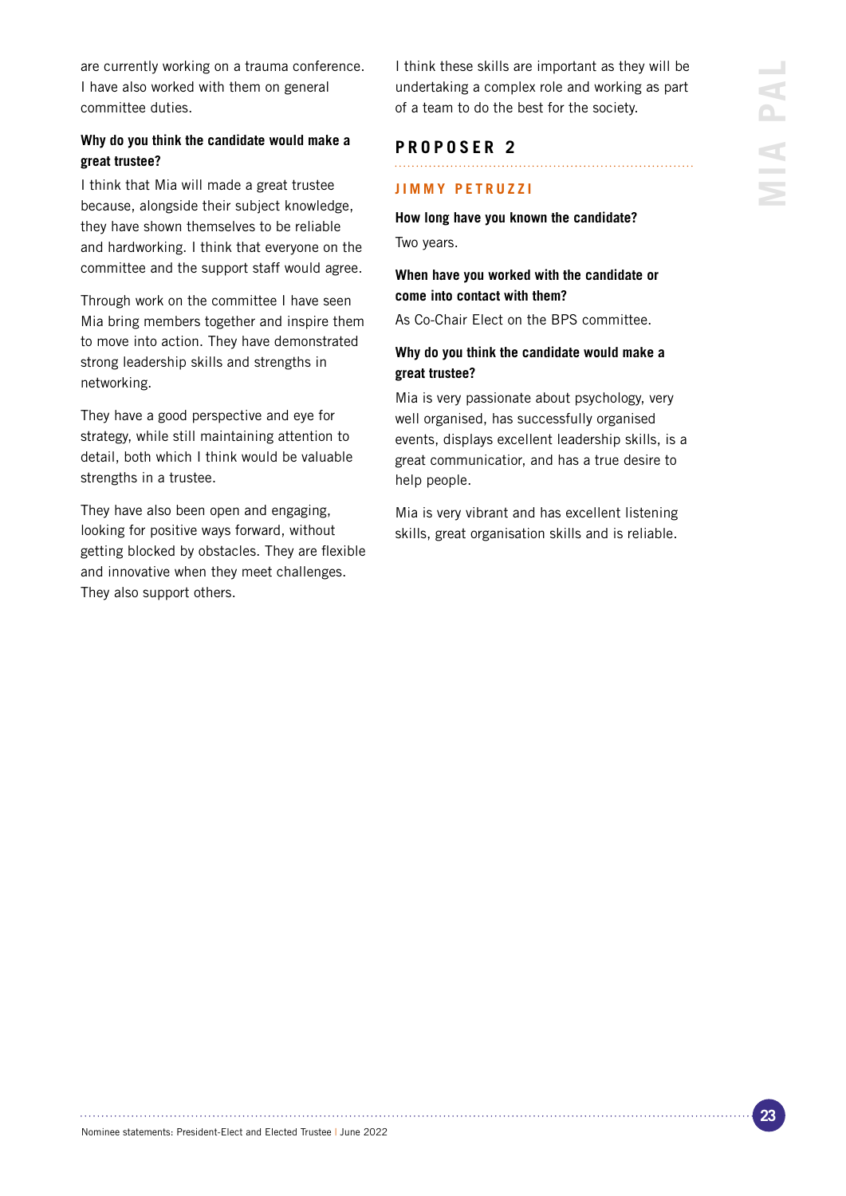are currently working on a trauma conference. I have also worked with them on general committee duties.

**Why do you think the candidate would make a great trustee?**

I think that Mia will made a great trustee because, alongside their subject knowledge, they have shown themselves to be reliable and hardworking. I think that everyone on the committee and the support staff would agree.

Through work on the committee I have seen Mia bring members together and inspire them to move into action. They have demonstrated strong leadership skills and strengths in networking.

They have a good perspective and eye for strategy, while still maintaining attention to detail, both which I think would be valuable strengths in a trustee.

They have also been open and engaging, looking for positive ways forward, without getting blocked by obstacles. They are flexible and innovative when they meet challenges. They also support others.

I think these skills are important as they will be undertaking a complex role and working as part of a team to do the best for the society.

## PROPOSER 2

### JIMMY PETRUZZI

**How long have you known the candidate?**

Two years.

**When have you worked with the candidate or come into contact with them?**

As Co-Chair Elect on the BPS committee.

**Why do you think the candidate would make a great trustee?**

Mia is very passionate about psychology, very well organised, has successfully organised events, displays excellent leadership skills, is a great communicatior, and has a true desire to help people.

Mia is very vibrant and has excellent listening skills, great organisation skills and is reliable.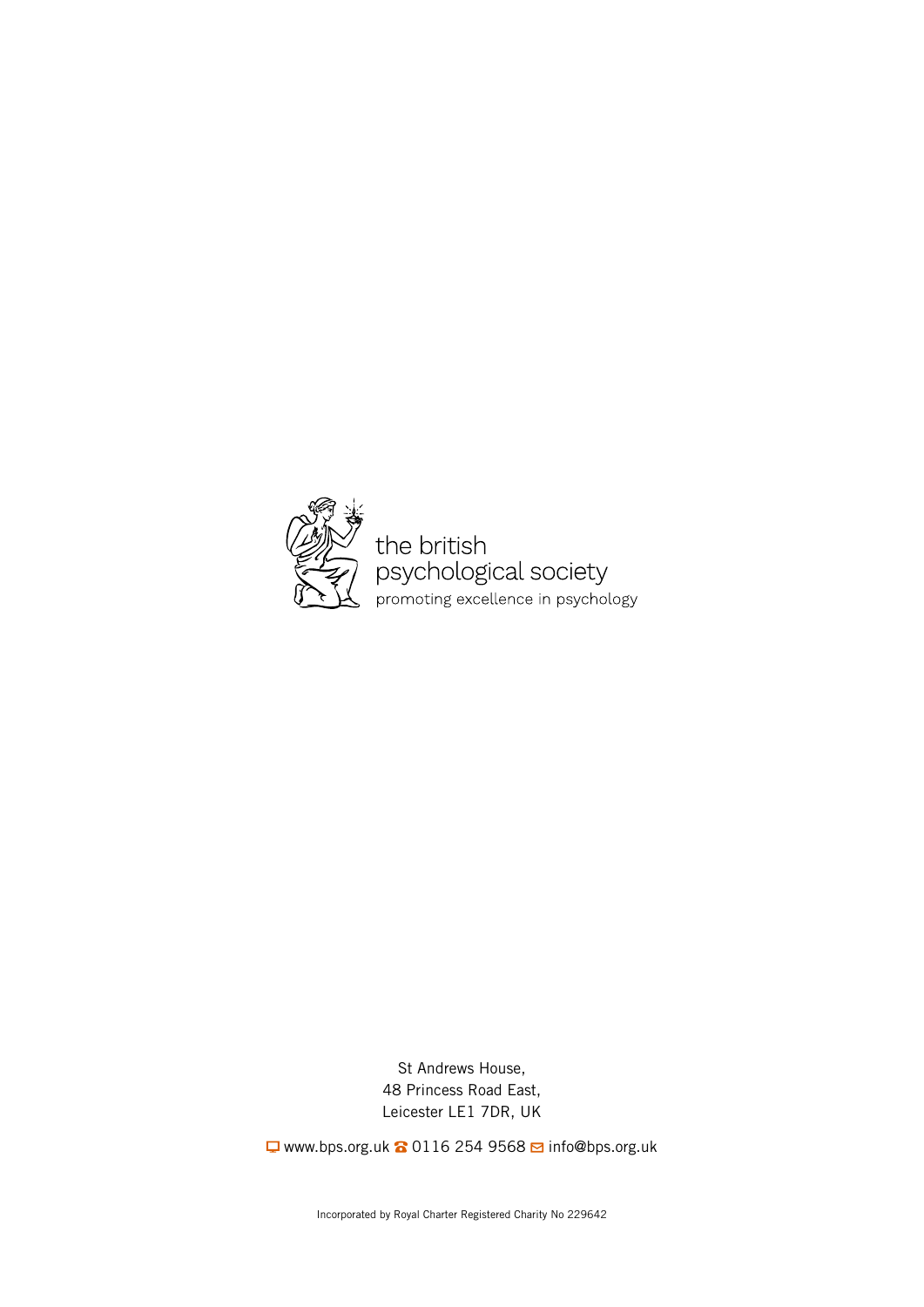the british psychological society

promoting excellence in psychology

St Andrews House,
48 Princess Road East,
Leicester LE1 7DR, UK

www.bps.org.uk 0116 254 9568 info@bps.org.uk

Incorporated by Royal Charter Registered Charity No 229642